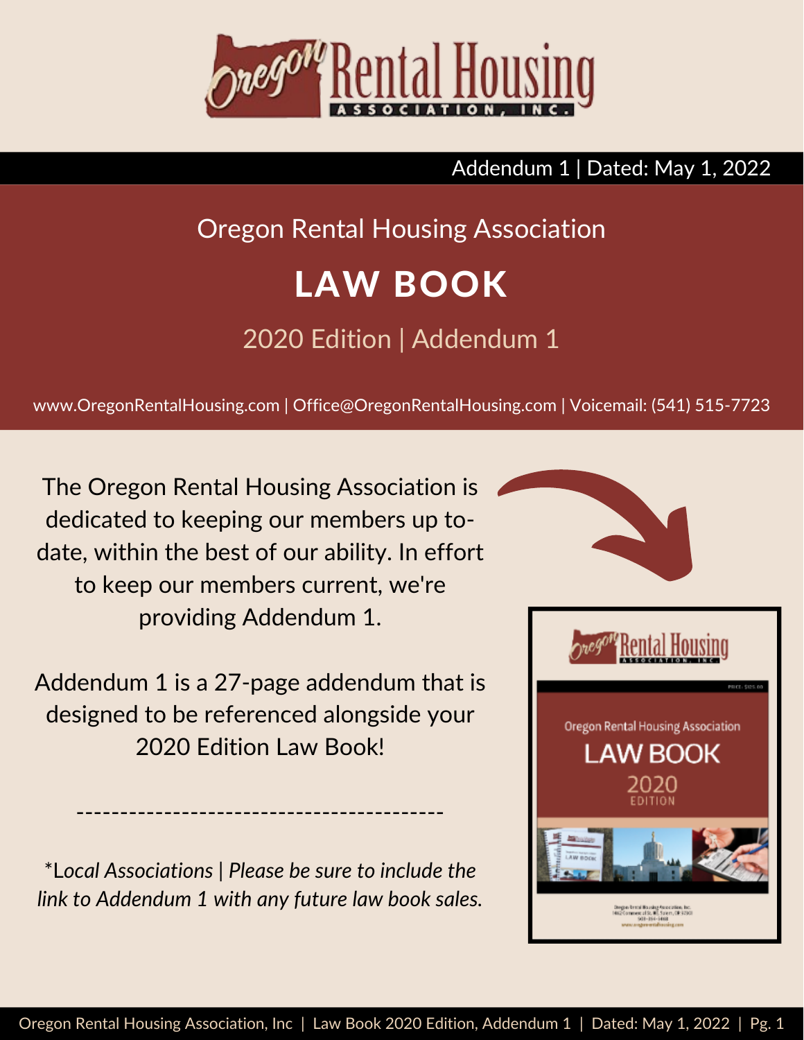Addendum 1 | Dated: May 1, 2022

Oregon Rental Housing Association

# LAW BOOK

## 2020 Edition | Addendum 1

www.OregonRentalHousing.com | Office@OregonRentalHousing.com | Voicemail: (541) 515-7723

The Oregon Rental Housing Association is dedicated to keeping our members up to-date, within the best of our ability. In effort to keep our members current, we're providing Addendum 1.

Addendum 1 is a 27-page addendum that is designed to be referenced alongside your 2020 Edition Law Book!

---

*\*Local Associations | Please be sure to include the link to Addendum 1 with any future law book sales.*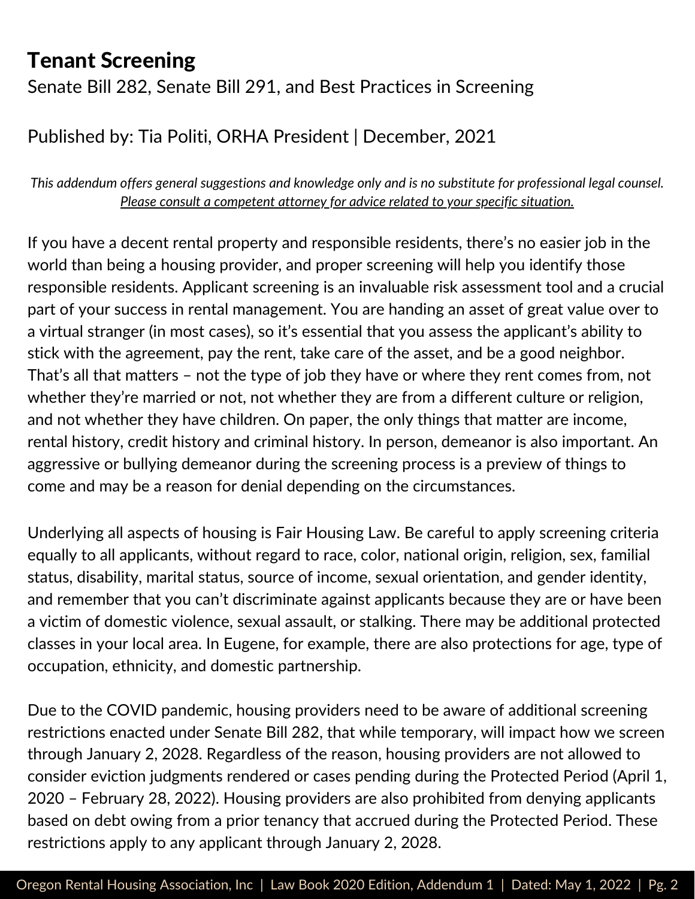# Tenant Screening

Senate Bill 282, Senate Bill 291, and Best Practices in Screening

Published by: Tia Politi, ORHA President | December, 2021

*This addendum offers general suggestions and knowledge only and is no substitute for professional legal counsel. Please consult a competent attorney for advice related to your specific situation.*

If you have a decent rental property and responsible residents, there's no easier job in the world than being a housing provider, and proper screening will help you identify those responsible residents. Applicant screening is an invaluable risk assessment tool and a crucial part of your success in rental management. You are handing an asset of great value over to a virtual stranger (in most cases), so it's essential that you assess the applicant's ability to stick with the agreement, pay the rent, take care of the asset, and be a good neighbor. That's all that matters – not the type of job they have or where they rent comes from, not whether they're married or not, not whether they are from a different culture or religion, and not whether they have children. On paper, the only things that matter are income, rental history, credit history and criminal history. In person, demeanor is also important. An aggressive or bullying demeanor during the screening process is a preview of things to come and may be a reason for denial depending on the circumstances.

Underlying all aspects of housing is Fair Housing Law. Be careful to apply screening criteria equally to all applicants, without regard to race, color, national origin, religion, sex, familial status, disability, marital status, source of income, sexual orientation, and gender identity, and remember that you can't discriminate against applicants because they are or have been a victim of domestic violence, sexual assault, or stalking. There may be additional protected classes in your local area. In Eugene, for example, there are also protections for age, type of occupation, ethnicity, and domestic partnership.

Due to the COVID pandemic, housing providers need to be aware of additional screening restrictions enacted under Senate Bill 282, that while temporary, will impact how we screen through January 2, 2028. Regardless of the reason, housing providers are not allowed to consider eviction judgments rendered or cases pending during the Protected Period (April 1, 2020 – February 28, 2022). Housing providers are also prohibited from denying applicants based on debt owing from a prior tenancy that accrued during the Protected Period. These restrictions apply to any applicant through January 2, 2028.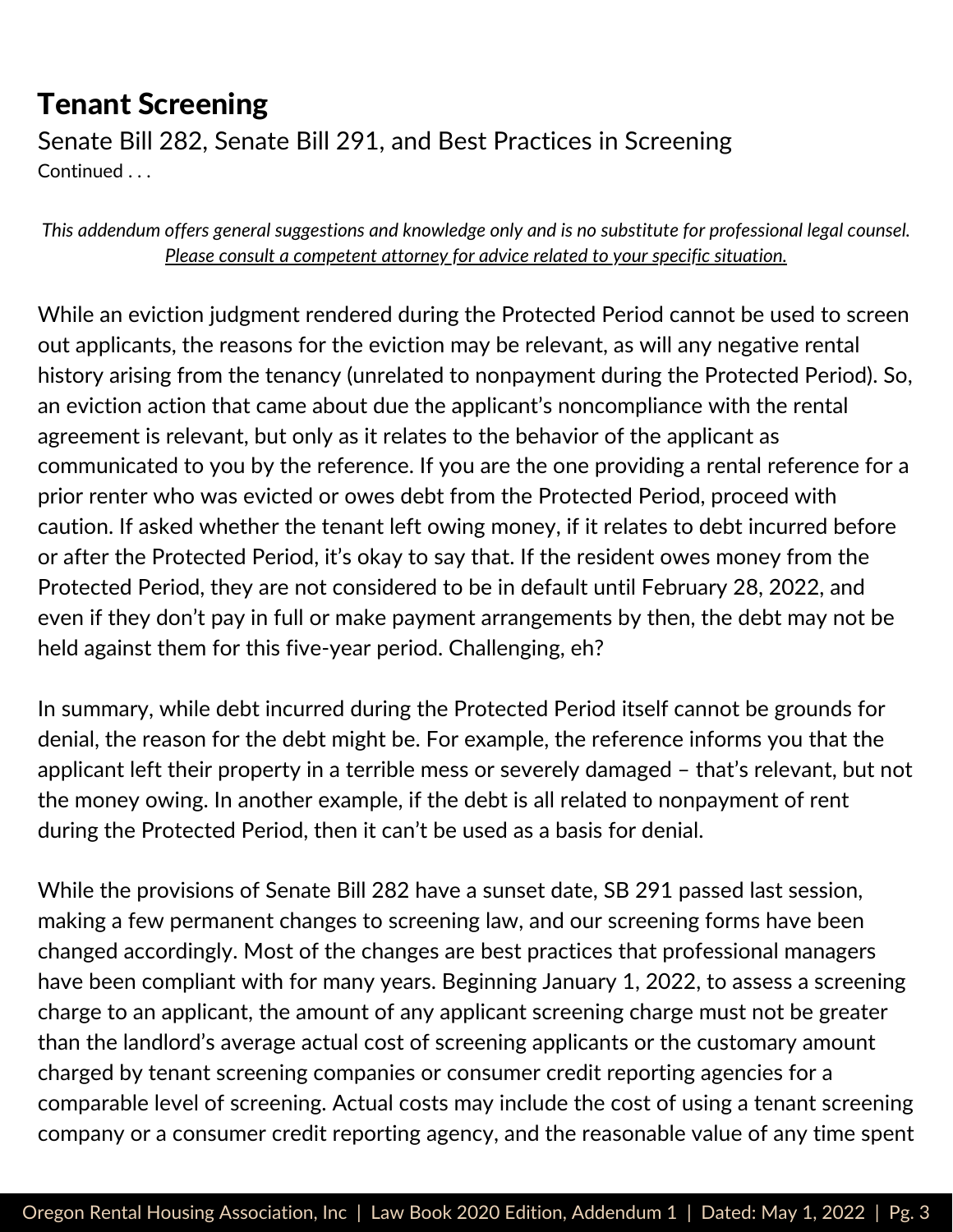## Tenant Screening

Senate Bill 282, Senate Bill 291, and Best Practices in Screening

Continued . . .

*This addendum offers general suggestions and knowledge only and is no substitute for professional legal counsel. Please consult a competent attorney for advice related to your specific situation.*

While an eviction judgment rendered during the Protected Period cannot be used to screen out applicants, the reasons for the eviction may be relevant, as will any negative rental history arising from the tenancy (unrelated to nonpayment during the Protected Period). So, an eviction action that came about due the applicant's noncompliance with the rental agreement is relevant, but only as it relates to the behavior of the applicant as communicated to you by the reference. If you are the one providing a rental reference for a prior renter who was evicted or owes debt from the Protected Period, proceed with caution. If asked whether the tenant left owing money, if it relates to debt incurred before or after the Protected Period, it's okay to say that. If the resident owes money from the Protected Period, they are not considered to be in default until February 28, 2022, and even if they don't pay in full or make payment arrangements by then, the debt may not be held against them for this five-year period. Challenging, eh?

In summary, while debt incurred during the Protected Period itself cannot be grounds for denial, the reason for the debt might be. For example, the reference informs you that the applicant left their property in a terrible mess or severely damaged – that's relevant, but not the money owing. In another example, if the debt is all related to nonpayment of rent during the Protected Period, then it can't be used as a basis for denial.

While the provisions of Senate Bill 282 have a sunset date, SB 291 passed last session, making a few permanent changes to screening law, and our screening forms have been changed accordingly. Most of the changes are best practices that professional managers have been compliant with for many years. Beginning January 1, 2022, to assess a screening charge to an applicant, the amount of any applicant screening charge must not be greater than the landlord's average actual cost of screening applicants or the customary amount charged by tenant screening companies or consumer credit reporting agencies for a comparable level of screening. Actual costs may include the cost of using a tenant screening company or a consumer credit reporting agency, and the reasonable value of any time spent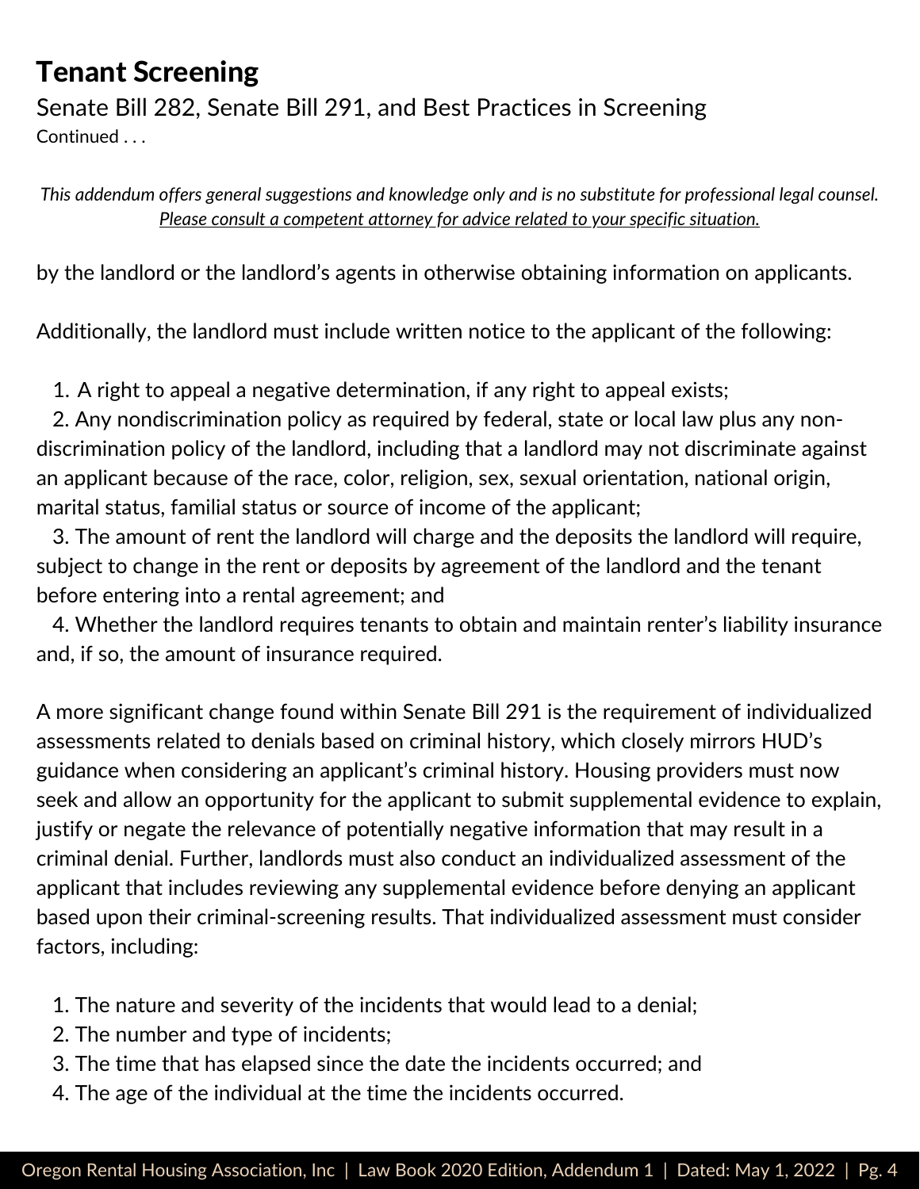## Tenant Screening

Senate Bill 282, Senate Bill 291, and Best Practices in Screening

Continued . . .

*This addendum offers general suggestions and knowledge only and is no substitute for professional legal counsel. Please consult a competent attorney for advice related to your specific situation.*

by the landlord or the landlord's agents in otherwise obtaining information on applicants.

Additionally, the landlord must include written notice to the applicant of the following:

1. A right to appeal a negative determination, if any right to appeal exists;
2. Any nondiscrimination policy as required by federal, state or local law plus any non-discrimination policy of the landlord, including that a landlord may not discriminate against an applicant because of the race, color, religion, sex, sexual orientation, national origin, marital status, familial status or source of income of the applicant;
3. The amount of rent the landlord will charge and the deposits the landlord will require, subject to change in the rent or deposits by agreement of the landlord and the tenant before entering into a rental agreement; and
4. Whether the landlord requires tenants to obtain and maintain renter's liability insurance and, if so, the amount of insurance required.

A more significant change found within Senate Bill 291 is the requirement of individualized assessments related to denials based on criminal history, which closely mirrors HUD's guidance when considering an applicant's criminal history. Housing providers must now seek and allow an opportunity for the applicant to submit supplemental evidence to explain, justify or negate the relevance of potentially negative information that may result in a criminal denial. Further, landlords must also conduct an individualized assessment of the applicant that includes reviewing any supplemental evidence before denying an applicant based upon their criminal-screening results. That individualized assessment must consider factors, including:

1. The nature and severity of the incidents that would lead to a denial;
2. The number and type of incidents;
3. The time that has elapsed since the date the incidents occurred; and
4. The age of the individual at the time the incidents occurred.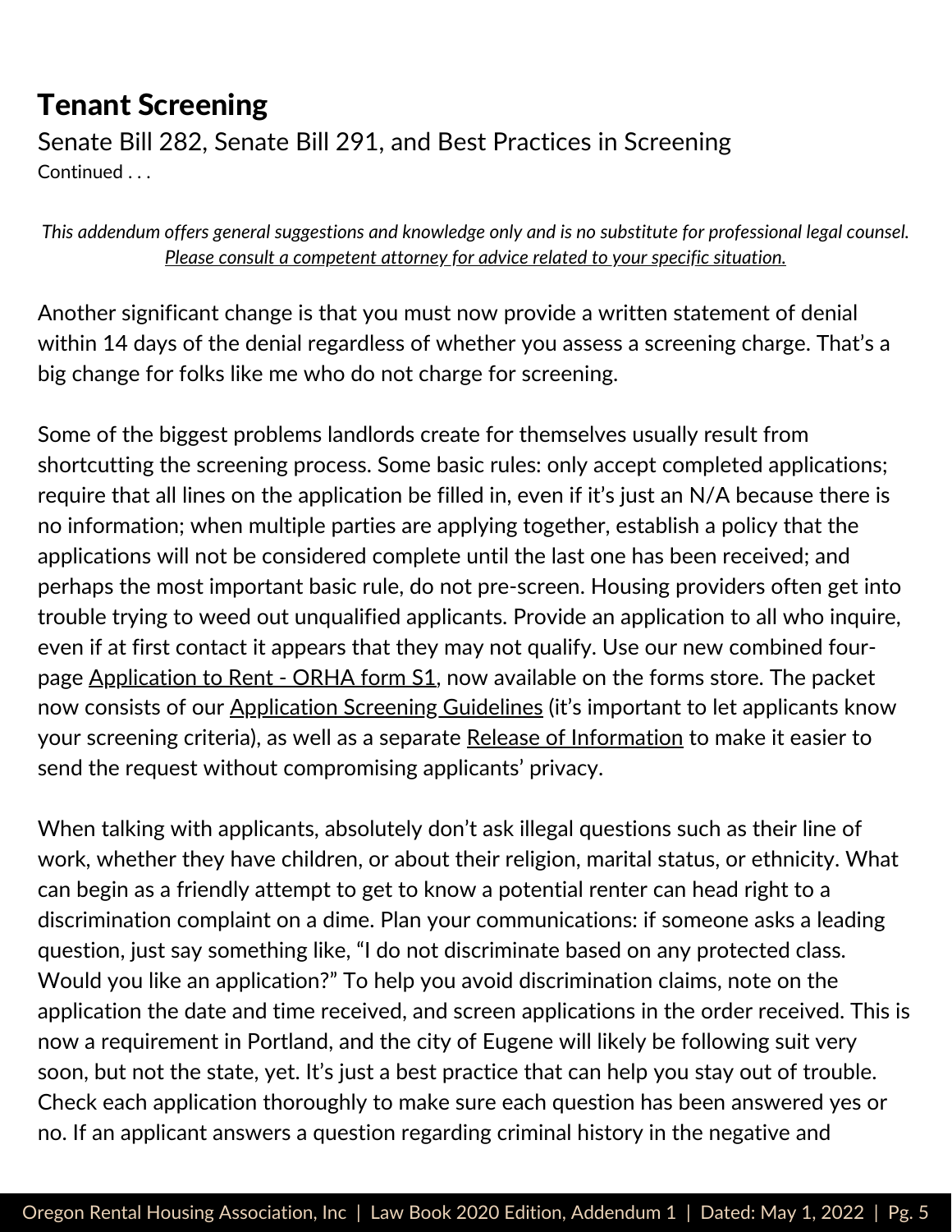# Tenant Screening

Senate Bill 282, Senate Bill 291, and Best Practices in Screening

Continued . . .

*This addendum offers general suggestions and knowledge only and is no substitute for professional legal counsel.*
*Please consult a competent attorney for advice related to your specific situation.*

Another significant change is that you must now provide a written statement of denial within 14 days of the denial regardless of whether you assess a screening charge. That's a big change for folks like me who do not charge for screening.

Some of the biggest problems landlords create for themselves usually result from shortcutting the screening process. Some basic rules: only accept completed applications; require that all lines on the application be filled in, even if it's just an N/A because there is no information; when multiple parties are applying together, establish a policy that the applications will not be considered complete until the last one has been received; and perhaps the most important basic rule, do not pre-screen. Housing providers often get into trouble trying to weed out unqualified applicants. Provide an application to all who inquire, even if at first contact it appears that they may not qualify. Use our new combined four-page Application to Rent - ORHA form S1, now available on the forms store. The packet now consists of our Application Screening Guidelines (it's important to let applicants know your screening criteria), as well as a separate Release of Information to make it easier to send the request without compromising applicants' privacy.

When talking with applicants, absolutely don't ask illegal questions such as their line of work, whether they have children, or about their religion, marital status, or ethnicity. What can begin as a friendly attempt to get to know a potential renter can head right to a discrimination complaint on a dime. Plan your communications: if someone asks a leading question, just say something like, "I do not discriminate based on any protected class. Would you like an application?" To help you avoid discrimination claims, note on the application the date and time received, and screen applications in the order received. This is now a requirement in Portland, and the city of Eugene will likely be following suit very soon, but not the state, yet. It's just a best practice that can help you stay out of trouble. Check each application thoroughly to make sure each question has been answered yes or no. If an applicant answers a question regarding criminal history in the negative and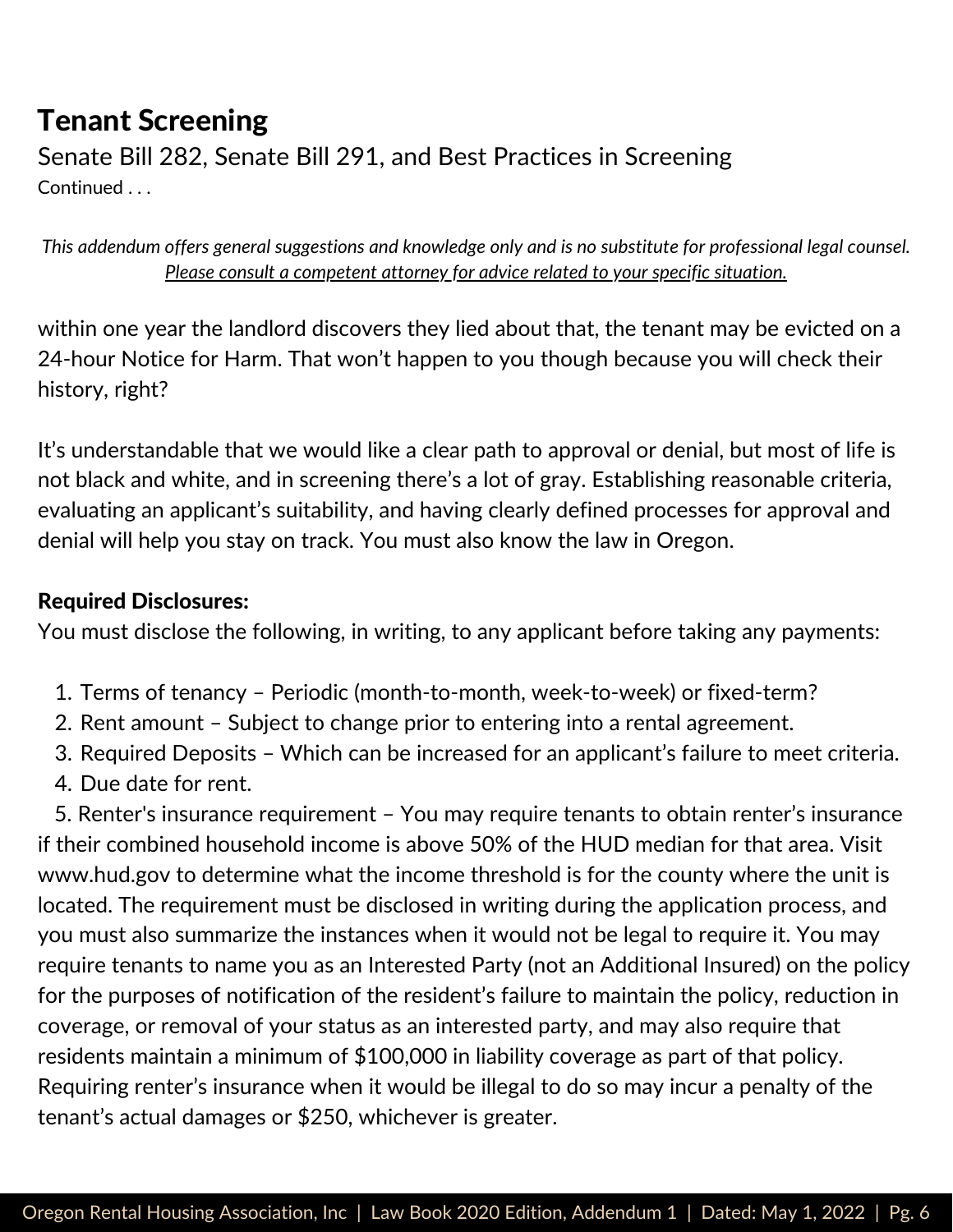## Tenant Screening

Senate Bill 282, Senate Bill 291, and Best Practices in Screening

Continued . . .

*This addendum offers general suggestions and knowledge only and is no substitute for professional legal counsel. Please consult a competent attorney for advice related to your specific situation.*

within one year the landlord discovers they lied about that, the tenant may be evicted on a 24-hour Notice for Harm. That won't happen to you though because you will check their history, right?

It's understandable that we would like a clear path to approval or denial, but most of life is not black and white, and in screening there's a lot of gray. Establishing reasonable criteria, evaluating an applicant's suitability, and having clearly defined processes for approval and denial will help you stay on track. You must also know the law in Oregon.

**Required Disclosures:**

You must disclose the following, in writing, to any applicant before taking any payments:

1. Terms of tenancy – Periodic (month-to-month, week-to-week) or fixed-term?
2. Rent amount – Subject to change prior to entering into a rental agreement.
3. Required Deposits – Which can be increased for an applicant's failure to meet criteria.
4. Due date for rent.
5. Renter's insurance requirement – You may require tenants to obtain renter's insurance if their combined household income is above 50% of the HUD median for that area. Visit www.hud.gov to determine what the income threshold is for the county where the unit is located. The requirement must be disclosed in writing during the application process, and you must also summarize the instances when it would not be legal to require it. You may require tenants to name you as an Interested Party (not an Additional Insured) on the policy for the purposes of notification of the resident's failure to maintain the policy, reduction in coverage, or removal of your status as an interested party, and may also require that residents maintain a minimum of $100,000 in liability coverage as part of that policy. Requiring renter's insurance when it would be illegal to do so may incur a penalty of the tenant's actual damages or $250, whichever is greater.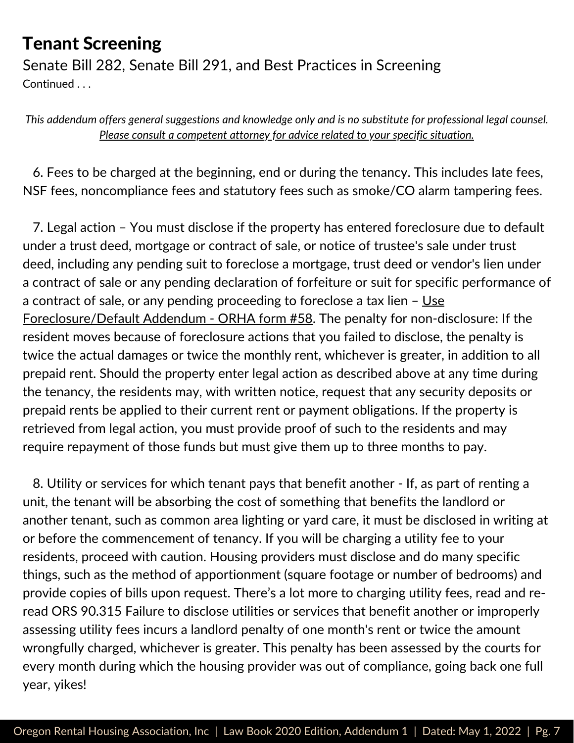# Tenant Screening

Senate Bill 282, Senate Bill 291, and Best Practices in Screening

Continued . . .

*This addendum offers general suggestions and knowledge only and is no substitute for professional legal counsel.* *Please consult a competent attorney for advice related to your specific situation.*

6. Fees to be charged at the beginning, end or during the tenancy. This includes late fees, NSF fees, noncompliance fees and statutory fees such as smoke/CO alarm tampering fees.

7. Legal action – You must disclose if the property has entered foreclosure due to default under a trust deed, mortgage or contract of sale, or notice of trustee's sale under trust deed, including any pending suit to foreclose a mortgage, trust deed or vendor's lien under a contract of sale or any pending declaration of forfeiture or suit for specific performance of a contract of sale, or any pending proceeding to foreclose a tax lien – Use Foreclosure/Default Addendum - ORHA form #58. The penalty for non-disclosure: If the resident moves because of foreclosure actions that you failed to disclose, the penalty is twice the actual damages or twice the monthly rent, whichever is greater, in addition to all prepaid rent. Should the property enter legal action as described above at any time during the tenancy, the residents may, with written notice, request that any security deposits or prepaid rents be applied to their current rent or payment obligations. If the property is retrieved from legal action, you must provide proof of such to the residents and may require repayment of those funds but must give them up to three months to pay.

8. Utility or services for which tenant pays that benefit another - If, as part of renting a unit, the tenant will be absorbing the cost of something that benefits the landlord or another tenant, such as common area lighting or yard care, it must be disclosed in writing at or before the commencement of tenancy. If you will be charging a utility fee to your residents, proceed with caution. Housing providers must disclose and do many specific things, such as the method of apportionment (square footage or number of bedrooms) and provide copies of bills upon request. There's a lot more to charging utility fees, read and re-read ORS 90.315 Failure to disclose utilities or services that benefit another or improperly assessing utility fees incurs a landlord penalty of one month's rent or twice the amount wrongfully charged, whichever is greater. This penalty has been assessed by the courts for every month during which the housing provider was out of compliance, going back one full year, yikes!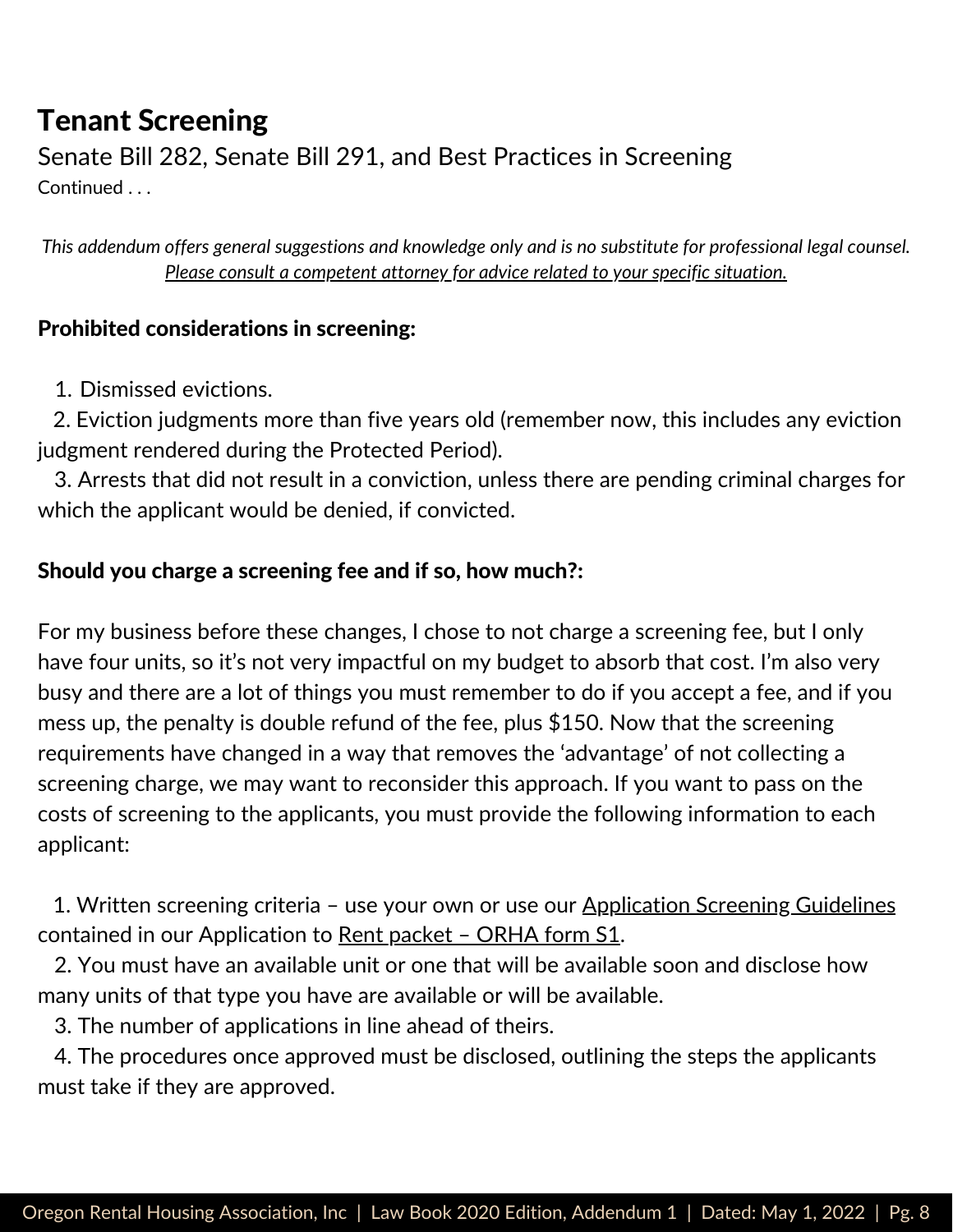# Tenant Screening

Senate Bill 282, Senate Bill 291, and Best Practices in Screening

Continued . . .

*This addendum offers general suggestions and knowledge only and is no substitute for professional legal counsel. Please consult a competent attorney for advice related to your specific situation.*

**Prohibited considerations in screening:**

1. Dismissed evictions.
2. Eviction judgments more than five years old (remember now, this includes any eviction judgment rendered during the Protected Period).
3. Arrests that did not result in a conviction, unless there are pending criminal charges for which the applicant would be denied, if convicted.

**Should you charge a screening fee and if so, how much?:**

For my business before these changes, I chose to not charge a screening fee, but I only have four units, so it's not very impactful on my budget to absorb that cost. I'm also very busy and there are a lot of things you must remember to do if you accept a fee, and if you mess up, the penalty is double refund of the fee, plus $150. Now that the screening requirements have changed in a way that removes the 'advantage' of not collecting a screening charge, we may want to reconsider this approach. If you want to pass on the costs of screening to the applicants, you must provide the following information to each applicant:

1. Written screening criteria – use your own or use our Application Screening Guidelines contained in our Application to Rent packet – ORHA form S1.
2. You must have an available unit or one that will be available soon and disclose how many units of that type you have are available or will be available.
3. The number of applications in line ahead of theirs.
4. The procedures once approved must be disclosed, outlining the steps the applicants must take if they are approved.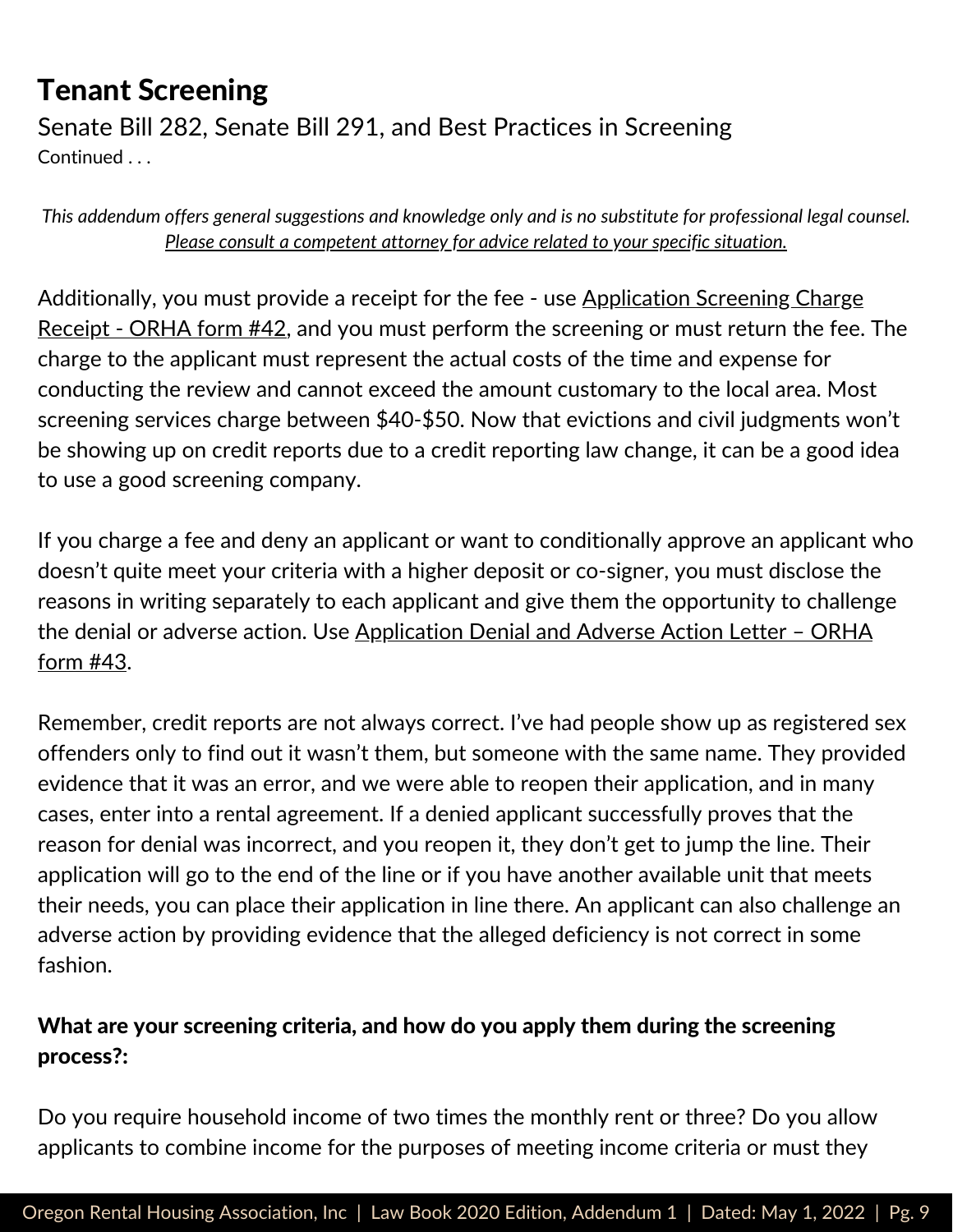# Tenant Screening

Senate Bill 282, Senate Bill 291, and Best Practices in Screening

Continued . . .

*This addendum offers general suggestions and knowledge only and is no substitute for professional legal counsel. Please consult a competent attorney for advice related to your specific situation.*

Additionally, you must provide a receipt for the fee - use Application Screening Charge Receipt - ORHA form #42, and you must perform the screening or must return the fee. The charge to the applicant must represent the actual costs of the time and expense for conducting the review and cannot exceed the amount customary to the local area. Most screening services charge between $40-$50. Now that evictions and civil judgments won't be showing up on credit reports due to a credit reporting law change, it can be a good idea to use a good screening company.

If you charge a fee and deny an applicant or want to conditionally approve an applicant who doesn't quite meet your criteria with a higher deposit or co-signer, you must disclose the reasons in writing separately to each applicant and give them the opportunity to challenge the denial or adverse action. Use Application Denial and Adverse Action Letter – ORHA form #43.

Remember, credit reports are not always correct. I've had people show up as registered sex offenders only to find out it wasn't them, but someone with the same name. They provided evidence that it was an error, and we were able to reopen their application, and in many cases, enter into a rental agreement. If a denied applicant successfully proves that the reason for denial was incorrect, and you reopen it, they don't get to jump the line. Their application will go to the end of the line or if you have another available unit that meets their needs, you can place their application in line there. An applicant can also challenge an adverse action by providing evidence that the alleged deficiency is not correct in some fashion.

**What are your screening criteria, and how do you apply them during the screening process?:**

Do you require household income of two times the monthly rent or three? Do you allow applicants to combine income for the purposes of meeting income criteria or must they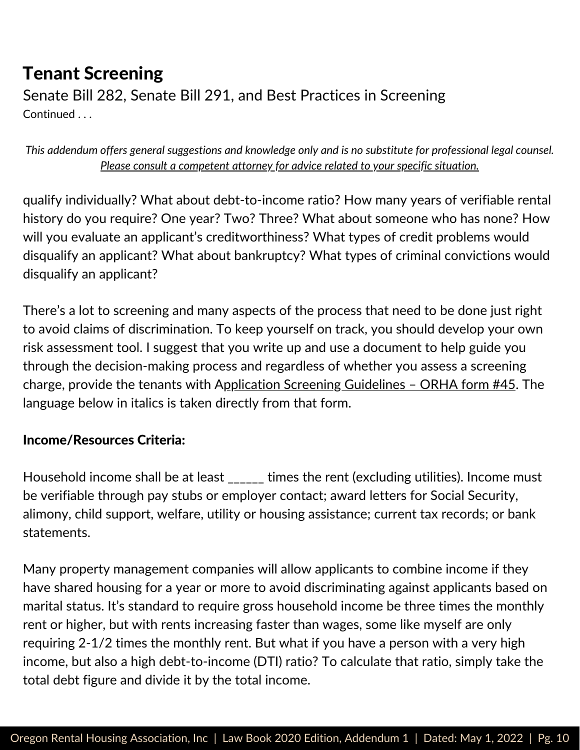## Tenant Screening

Senate Bill 282, Senate Bill 291, and Best Practices in Screening

Continued . . .

*This addendum offers general suggestions and knowledge only and is no substitute for professional legal counsel. Please consult a competent attorney for advice related to your specific situation.*

qualify individually? What about debt-to-income ratio? How many years of verifiable rental history do you require? One year? Two? Three? What about someone who has none? How will you evaluate an applicant's creditworthiness? What types of credit problems would disqualify an applicant? What about bankruptcy? What types of criminal convictions would disqualify an applicant?

There's a lot to screening and many aspects of the process that need to be done just right to avoid claims of discrimination. To keep yourself on track, you should develop your own risk assessment tool. I suggest that you write up and use a document to help guide you through the decision-making process and regardless of whether you assess a screening charge, provide the tenants with Application Screening Guidelines – ORHA form #45. The language below in italics is taken directly from that form.

**Income/Resources Criteria:**

Household income shall be at least ______ times the rent (excluding utilities). Income must be verifiable through pay stubs or employer contact; award letters for Social Security, alimony, child support, welfare, utility or housing assistance; current tax records; or bank statements.

Many property management companies will allow applicants to combine income if they have shared housing for a year or more to avoid discriminating against applicants based on marital status. It's standard to require gross household income be three times the monthly rent or higher, but with rents increasing faster than wages, some like myself are only requiring 2-1/2 times the monthly rent. But what if you have a person with a very high income, but also a high debt-to-income (DTI) ratio? To calculate that ratio, simply take the total debt figure and divide it by the total income.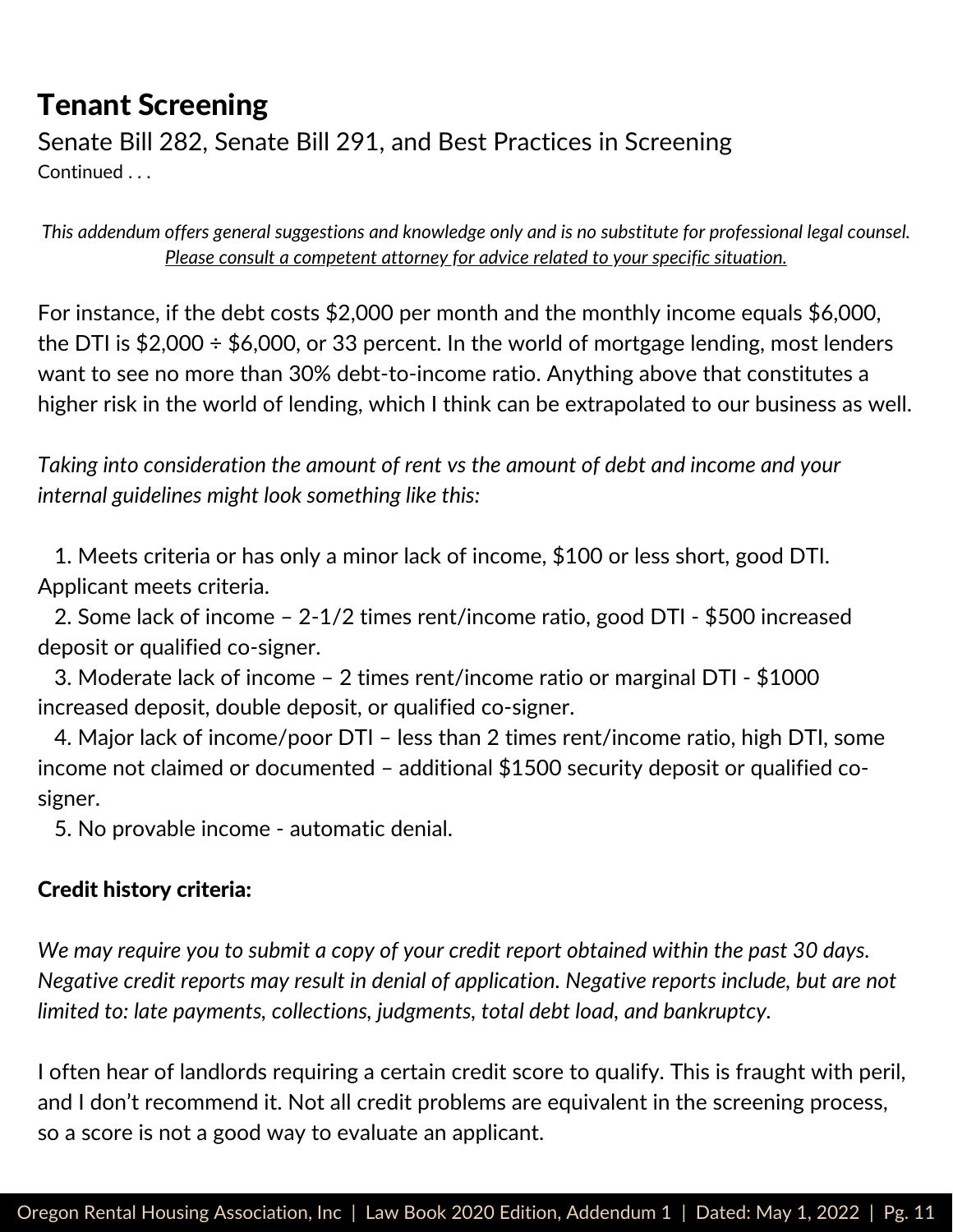# Tenant Screening

Senate Bill 282, Senate Bill 291, and Best Practices in Screening

Continued . . .

*This addendum offers general suggestions and knowledge only and is no substitute for professional legal counsel. Please consult a competent attorney for advice related to your specific situation.*

For instance, if the debt costs $2,000 per month and the monthly income equals $6,000, the DTI is $2,000 ÷ $6,000, or 33 percent. In the world of mortgage lending, most lenders want to see no more than 30% debt-to-income ratio. Anything above that constitutes a higher risk in the world of lending, which I think can be extrapolated to our business as well.

*Taking into consideration the amount of rent vs the amount of debt and income and your internal guidelines might look something like this:*

1. Meets criteria or has only a minor lack of income, $100 or less short, good DTI. Applicant meets criteria.
2. Some lack of income – 2-1/2 times rent/income ratio, good DTI - $500 increased deposit or qualified co-signer.
3. Moderate lack of income – 2 times rent/income ratio or marginal DTI - $1000 increased deposit, double deposit, or qualified co-signer.
4. Major lack of income/poor DTI – less than 2 times rent/income ratio, high DTI, some income not claimed or documented – additional $1500 security deposit or qualified co-signer.
5. No provable income - automatic denial.

**Credit history criteria:**

*We may require you to submit a copy of your credit report obtained within the past 30 days. Negative credit reports may result in denial of application. Negative reports include, but are not limited to: late payments, collections, judgments, total debt load, and bankruptcy.*

I often hear of landlords requiring a certain credit score to qualify. This is fraught with peril, and I don't recommend it. Not all credit problems are equivalent in the screening process, so a score is not a good way to evaluate an applicant.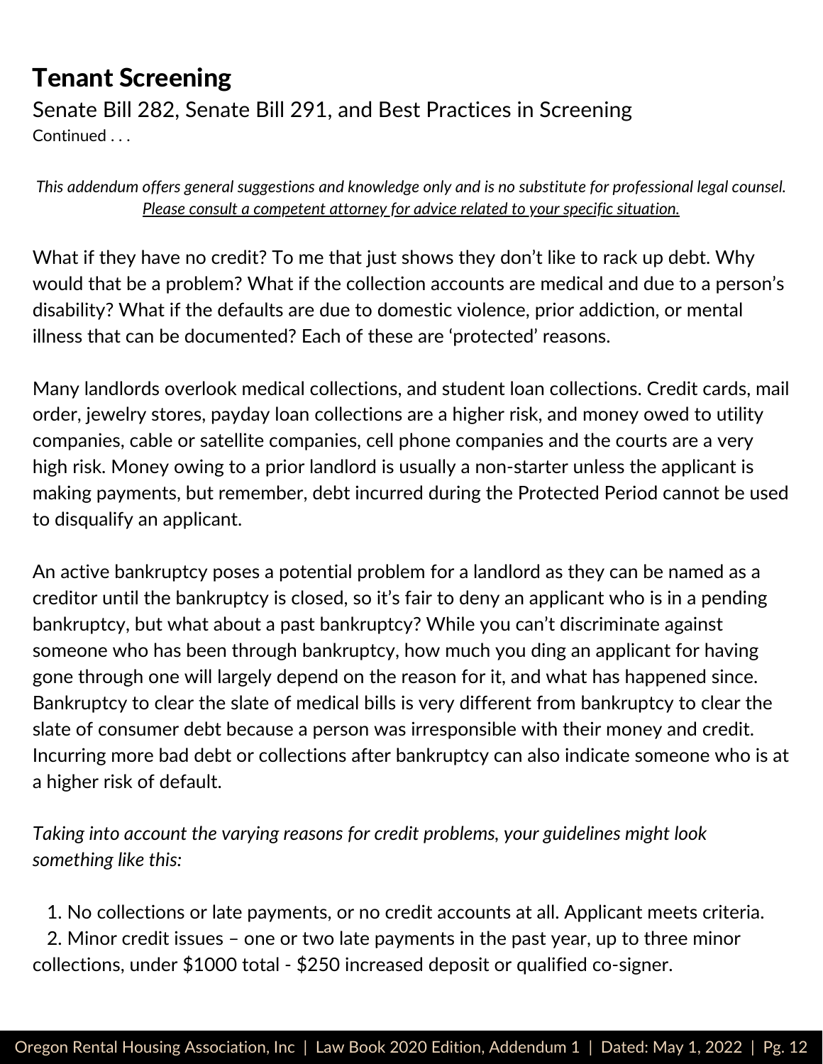# Tenant Screening

Senate Bill 282, Senate Bill 291, and Best Practices in Screening

Continued . . .

*This addendum offers general suggestions and knowledge only and is no substitute for professional legal counsel. Please consult a competent attorney for advice related to your specific situation.*

What if they have no credit? To me that just shows they don't like to rack up debt. Why would that be a problem? What if the collection accounts are medical and due to a person's disability? What if the defaults are due to domestic violence, prior addiction, or mental illness that can be documented? Each of these are 'protected' reasons.

Many landlords overlook medical collections, and student loan collections. Credit cards, mail order, jewelry stores, payday loan collections are a higher risk, and money owed to utility companies, cable or satellite companies, cell phone companies and the courts are a very high risk. Money owing to a prior landlord is usually a non-starter unless the applicant is making payments, but remember, debt incurred during the Protected Period cannot be used to disqualify an applicant.

An active bankruptcy poses a potential problem for a landlord as they can be named as a creditor until the bankruptcy is closed, so it's fair to deny an applicant who is in a pending bankruptcy, but what about a past bankruptcy? While you can't discriminate against someone who has been through bankruptcy, how much you ding an applicant for having gone through one will largely depend on the reason for it, and what has happened since. Bankruptcy to clear the slate of medical bills is very different from bankruptcy to clear the slate of consumer debt because a person was irresponsible with their money and credit. Incurring more bad debt or collections after bankruptcy can also indicate someone who is at a higher risk of default.

*Taking into account the varying reasons for credit problems, your guidelines might look something like this:*

1. No collections or late payments, or no credit accounts at all. Applicant meets criteria.
2. Minor credit issues – one or two late payments in the past year, up to three minor collections, under $1000 total - $250 increased deposit or qualified co-signer.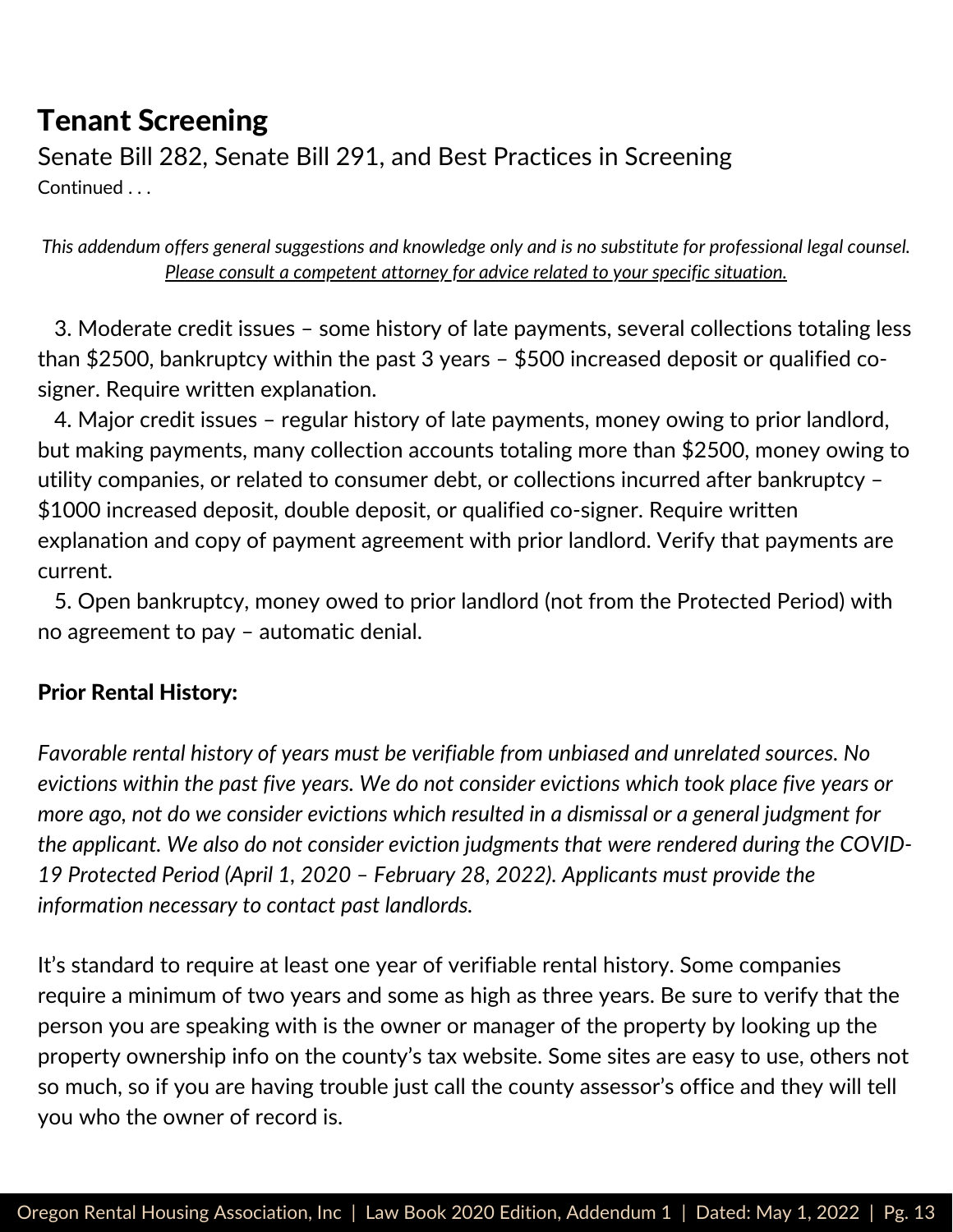# Tenant Screening

Senate Bill 282, Senate Bill 291, and Best Practices in Screening

Continued . . .

*This addendum offers general suggestions and knowledge only and is no substitute for professional legal counsel.* *<u>Please consult a competent attorney for advice related to your specific situation.</u>*

3. Moderate credit issues – some history of late payments, several collections totaling less than $2500, bankruptcy within the past 3 years – $500 increased deposit or qualified co-signer. Require written explanation.
4. Major credit issues – regular history of late payments, money owing to prior landlord, but making payments, many collection accounts totaling more than $2500, money owing to utility companies, or related to consumer debt, or collections incurred after bankruptcy – $1000 increased deposit, double deposit, or qualified co-signer. Require written explanation and copy of payment agreement with prior landlord. Verify that payments are current.
5. Open bankruptcy, money owed to prior landlord (not from the Protected Period) with no agreement to pay – automatic denial.

**Prior Rental History:**

*Favorable rental history of years must be verifiable from unbiased and unrelated sources. No evictions within the past five years. We do not consider evictions which took place five years or more ago, not do we consider evictions which resulted in a dismissal or a general judgment for the applicant. We also do not consider eviction judgments that were rendered during the COVID-19 Protected Period (April 1, 2020 – February 28, 2022). Applicants must provide the information necessary to contact past landlords.*

It's standard to require at least one year of verifiable rental history. Some companies require a minimum of two years and some as high as three years. Be sure to verify that the person you are speaking with is the owner or manager of the property by looking up the property ownership info on the county's tax website. Some sites are easy to use, others not so much, so if you are having trouble just call the county assessor's office and they will tell you who the owner of record is.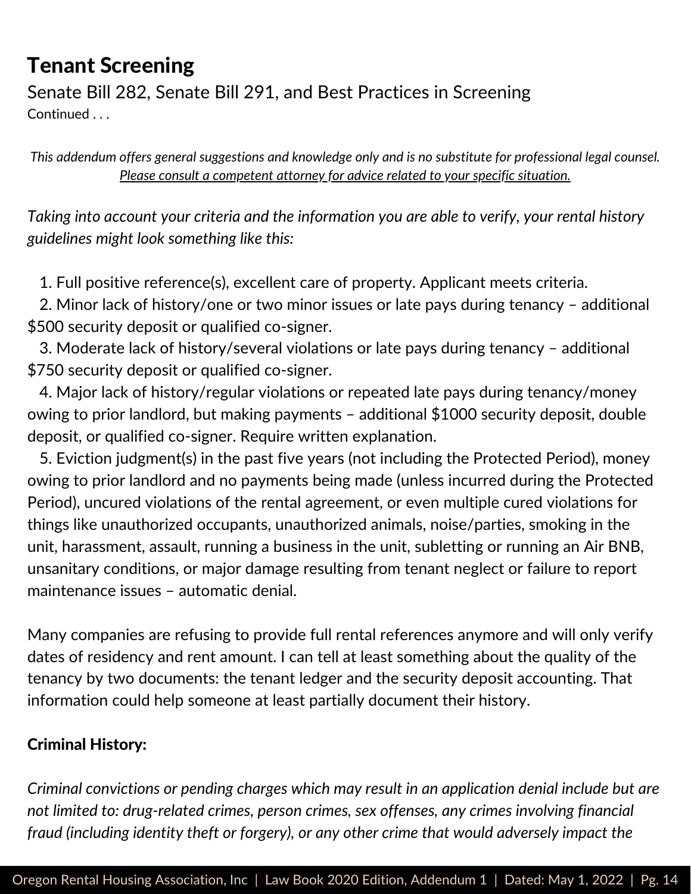# Tenant Screening

## Senate Bill 282, Senate Bill 291, and Best Practices in Screening

Continued . . .

*This addendum offers general suggestions and knowledge only and is no substitute for professional legal counsel. Please consult a competent attorney for advice related to your specific situation.*

*Taking into account your criteria and the information you are able to verify, your rental history guidelines might look something like this:*

1. Full positive reference(s), excellent care of property. Applicant meets criteria.
2. Minor lack of history/one or two minor issues or late pays during tenancy – additional $500 security deposit or qualified co-signer.
3. Moderate lack of history/several violations or late pays during tenancy – additional $750 security deposit or qualified co-signer.
4. Major lack of history/regular violations or repeated late pays during tenancy/money owing to prior landlord, but making payments – additional $1000 security deposit, double deposit, or qualified co-signer. Require written explanation.
5. Eviction judgment(s) in the past five years (not including the Protected Period), money owing to prior landlord and no payments being made (unless incurred during the Protected Period), uncured violations of the rental agreement, or even multiple cured violations for things like unauthorized occupants, unauthorized animals, noise/parties, smoking in the unit, harassment, assault, running a business in the unit, subletting or running an Air BNB, unsanitary conditions, or major damage resulting from tenant neglect or failure to report maintenance issues – automatic denial.

Many companies are refusing to provide full rental references anymore and will only verify dates of residency and rent amount. I can tell at least something about the quality of the tenancy by two documents: the tenant ledger and the security deposit accounting. That information could help someone at least partially document their history.

**Criminal History:**

*Criminal convictions or pending charges which may result in an application denial include but are not limited to: drug-related crimes, person crimes, sex offenses, any crimes involving financial fraud (including identity theft or forgery), or any other crime that would adversely impact the*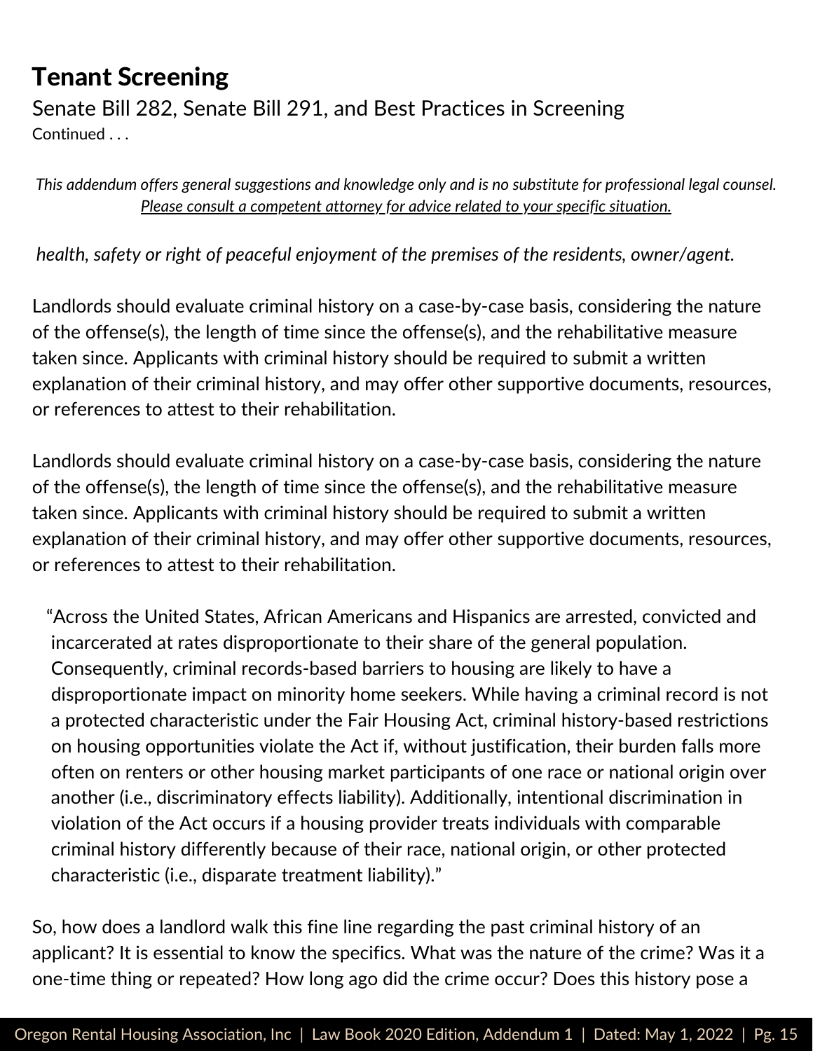# Tenant Screening

Senate Bill 282, Senate Bill 291, and Best Practices in Screening

Continued . . .

*This addendum offers general suggestions and knowledge only and is no substitute for professional legal counsel. Please consult a competent attorney for advice related to your specific situation.*

*health, safety or right of peaceful enjoyment of the premises of the residents, owner/agent.*

Landlords should evaluate criminal history on a case-by-case basis, considering the nature of the offense(s), the length of time since the offense(s), and the rehabilitative measure taken since. Applicants with criminal history should be required to submit a written explanation of their criminal history, and may offer other supportive documents, resources, or references to attest to their rehabilitation.

Landlords should evaluate criminal history on a case-by-case basis, considering the nature of the offense(s), the length of time since the offense(s), and the rehabilitative measure taken since. Applicants with criminal history should be required to submit a written explanation of their criminal history, and may offer other supportive documents, resources, or references to attest to their rehabilitation.

> "Across the United States, African Americans and Hispanics are arrested, convicted and incarcerated at rates disproportionate to their share of the general population. Consequently, criminal records-based barriers to housing are likely to have a disproportionate impact on minority home seekers. While having a criminal record is not a protected characteristic under the Fair Housing Act, criminal history-based restrictions on housing opportunities violate the Act if, without justification, their burden falls more often on renters or other housing market participants of one race or national origin over another (i.e., discriminatory effects liability). Additionally, intentional discrimination in violation of the Act occurs if a housing provider treats individuals with comparable criminal history differently because of their race, national origin, or other protected characteristic (i.e., disparate treatment liability)."

So, how does a landlord walk this fine line regarding the past criminal history of an applicant? It is essential to know the specifics. What was the nature of the crime? Was it a one-time thing or repeated? How long ago did the crime occur? Does this history pose a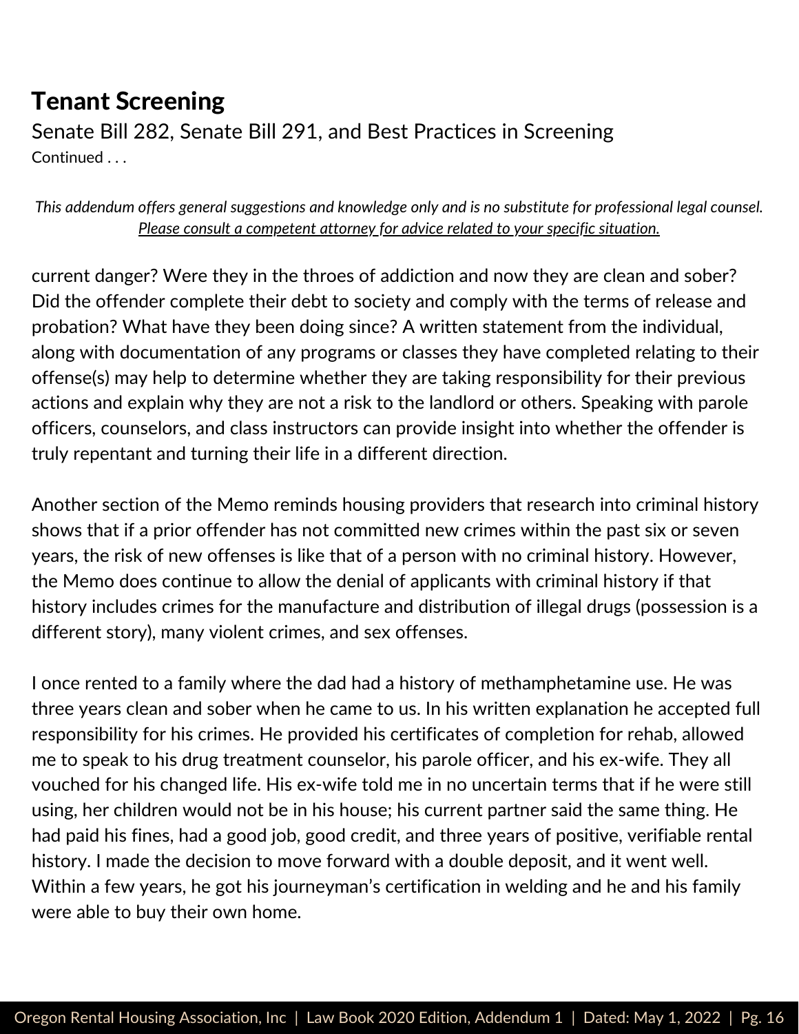# Tenant Screening

Senate Bill 282, Senate Bill 291, and Best Practices in Screening

Continued . . .

*This addendum offers general suggestions and knowledge only and is no substitute for professional legal counsel. Please consult a competent attorney for advice related to your specific situation.*

current danger? Were they in the throes of addiction and now they are clean and sober? Did the offender complete their debt to society and comply with the terms of release and probation? What have they been doing since? A written statement from the individual, along with documentation of any programs or classes they have completed relating to their offense(s) may help to determine whether they are taking responsibility for their previous actions and explain why they are not a risk to the landlord or others. Speaking with parole officers, counselors, and class instructors can provide insight into whether the offender is truly repentant and turning their life in a different direction.

Another section of the Memo reminds housing providers that research into criminal history shows that if a prior offender has not committed new crimes within the past six or seven years, the risk of new offenses is like that of a person with no criminal history. However, the Memo does continue to allow the denial of applicants with criminal history if that history includes crimes for the manufacture and distribution of illegal drugs (possession is a different story), many violent crimes, and sex offenses.

I once rented to a family where the dad had a history of methamphetamine use. He was three years clean and sober when he came to us. In his written explanation he accepted full responsibility for his crimes. He provided his certificates of completion for rehab, allowed me to speak to his drug treatment counselor, his parole officer, and his ex-wife. They all vouched for his changed life. His ex-wife told me in no uncertain terms that if he were still using, her children would not be in his house; his current partner said the same thing. He had paid his fines, had a good job, good credit, and three years of positive, verifiable rental history. I made the decision to move forward with a double deposit, and it went well. Within a few years, he got his journeyman's certification in welding and he and his family were able to buy their own home.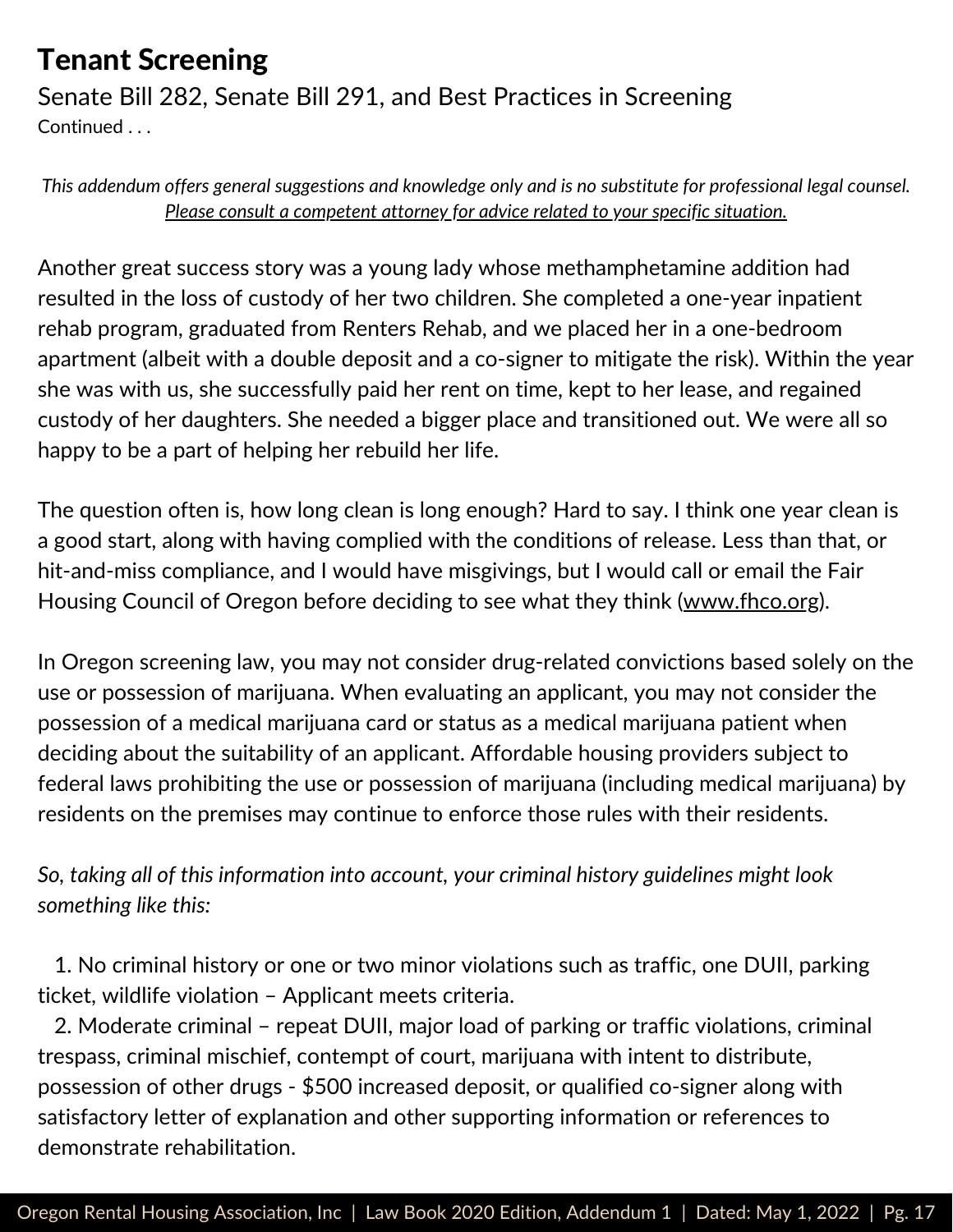# Tenant Screening

Senate Bill 282, Senate Bill 291, and Best Practices in Screening

Continued . . .

*This addendum offers general suggestions and knowledge only and is no substitute for professional legal counsel. Please consult a competent attorney for advice related to your specific situation.*

Another great success story was a young lady whose methamphetamine addition had resulted in the loss of custody of her two children. She completed a one-year inpatient rehab program, graduated from Renters Rehab, and we placed her in a one-bedroom apartment (albeit with a double deposit and a co-signer to mitigate the risk). Within the year she was with us, she successfully paid her rent on time, kept to her lease, and regained custody of her daughters. She needed a bigger place and transitioned out. We were all so happy to be a part of helping her rebuild her life.

The question often is, how long clean is long enough? Hard to say. I think one year clean is a good start, along with having complied with the conditions of release. Less than that, or hit-and-miss compliance, and I would have misgivings, but I would call or email the Fair Housing Council of Oregon before deciding to see what they think (www.fhco.org).

In Oregon screening law, you may not consider drug-related convictions based solely on the use or possession of marijuana. When evaluating an applicant, you may not consider the possession of a medical marijuana card or status as a medical marijuana patient when deciding about the suitability of an applicant. Affordable housing providers subject to federal laws prohibiting the use or possession of marijuana (including medical marijuana) by residents on the premises may continue to enforce those rules with their residents.

*So, taking all of this information into account, your criminal history guidelines might look something like this:*

1. No criminal history or one or two minor violations such as traffic, one DUII, parking ticket, wildlife violation – Applicant meets criteria.
2. Moderate criminal – repeat DUII, major load of parking or traffic violations, criminal trespass, criminal mischief, contempt of court, marijuana with intent to distribute, possession of other drugs - $500 increased deposit, or qualified co-signer along with satisfactory letter of explanation and other supporting information or references to demonstrate rehabilitation.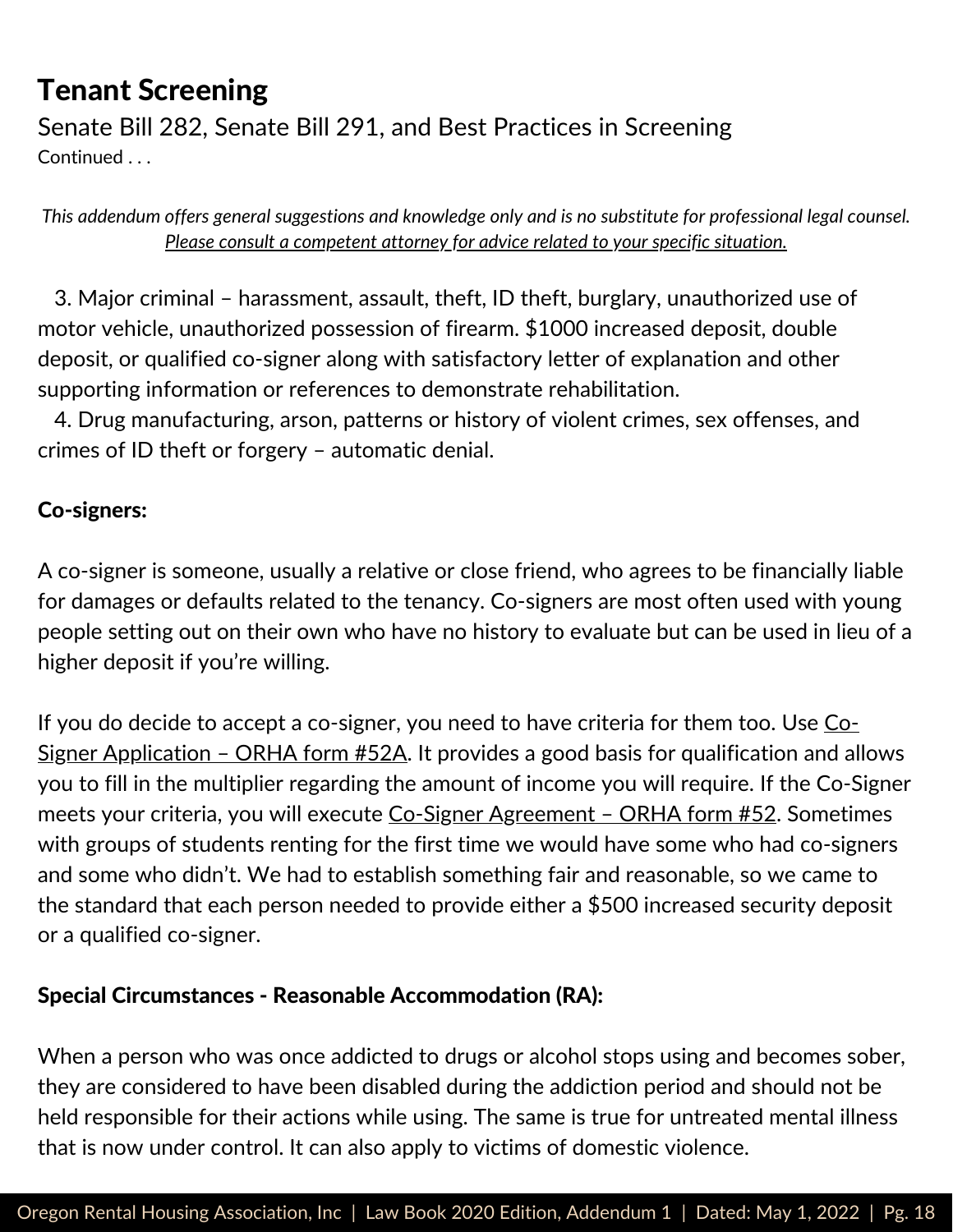# Tenant Screening

## Senate Bill 282, Senate Bill 291, and Best Practices in Screening

Continued . . .

*This addendum offers general suggestions and knowledge only and is no substitute for professional legal counsel. Please consult a competent attorney for advice related to your specific situation.*

3. Major criminal – harassment, assault, theft, ID theft, burglary, unauthorized use of motor vehicle, unauthorized possession of firearm. $1000 increased deposit, double deposit, or qualified co-signer along with satisfactory letter of explanation and other supporting information or references to demonstrate rehabilitation.
4. Drug manufacturing, arson, patterns or history of violent crimes, sex offenses, and crimes of ID theft or forgery – automatic denial.

**Co-signers:**

A co-signer is someone, usually a relative or close friend, who agrees to be financially liable for damages or defaults related to the tenancy. Co-signers are most often used with young people setting out on their own who have no history to evaluate but can be used in lieu of a higher deposit if you're willing.

If you do decide to accept a co-signer, you need to have criteria for them too. Use Co-Signer Application – ORHA form #52A. It provides a good basis for qualification and allows you to fill in the multiplier regarding the amount of income you will require. If the Co-Signer meets your criteria, you will execute Co-Signer Agreement – ORHA form #52. Sometimes with groups of students renting for the first time we would have some who had co-signers and some who didn't. We had to establish something fair and reasonable, so we came to the standard that each person needed to provide either a $500 increased security deposit or a qualified co-signer.

**Special Circumstances - Reasonable Accommodation (RA):**

When a person who was once addicted to drugs or alcohol stops using and becomes sober, they are considered to have been disabled during the addiction period and should not be held responsible for their actions while using. The same is true for untreated mental illness that is now under control. It can also apply to victims of domestic violence.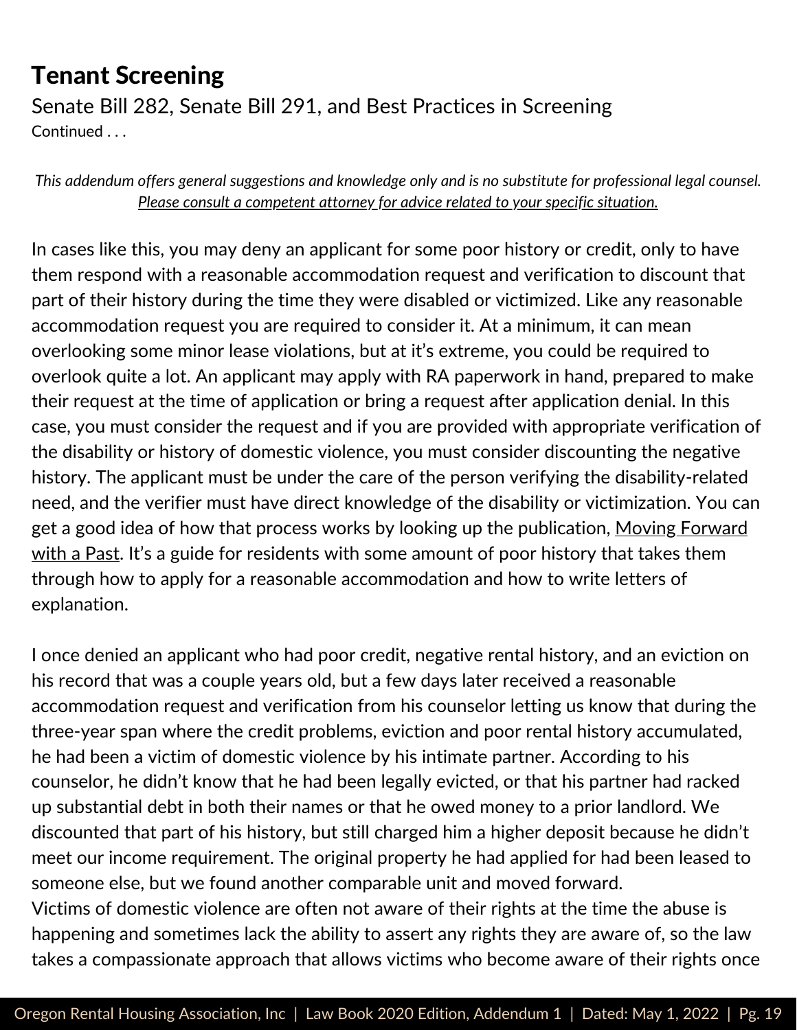# Tenant Screening

Senate Bill 282, Senate Bill 291, and Best Practices in Screening

Continued . . .

*This addendum offers general suggestions and knowledge only and is no substitute for professional legal counsel. Please consult a competent attorney for advice related to your specific situation.*

In cases like this, you may deny an applicant for some poor history or credit, only to have them respond with a reasonable accommodation request and verification to discount that part of their history during the time they were disabled or victimized. Like any reasonable accommodation request you are required to consider it. At a minimum, it can mean overlooking some minor lease violations, but at it's extreme, you could be required to overlook quite a lot. An applicant may apply with RA paperwork in hand, prepared to make their request at the time of application or bring a request after application denial. In this case, you must consider the request and if you are provided with appropriate verification of the disability or history of domestic violence, you must consider discounting the negative history. The applicant must be under the care of the person verifying the disability-related need, and the verifier must have direct knowledge of the disability or victimization. You can get a good idea of how that process works by looking up the publication, Moving Forward with a Past. It's a guide for residents with some amount of poor history that takes them through how to apply for a reasonable accommodation and how to write letters of explanation.

I once denied an applicant who had poor credit, negative rental history, and an eviction on his record that was a couple years old, but a few days later received a reasonable accommodation request and verification from his counselor letting us know that during the three-year span where the credit problems, eviction and poor rental history accumulated, he had been a victim of domestic violence by his intimate partner. According to his counselor, he didn't know that he had been legally evicted, or that his partner had racked up substantial debt in both their names or that he owed money to a prior landlord. We discounted that part of his history, but still charged him a higher deposit because he didn't meet our income requirement. The original property he had applied for had been leased to someone else, but we found another comparable unit and moved forward.

Victims of domestic violence are often not aware of their rights at the time the abuse is happening and sometimes lack the ability to assert any rights they are aware of, so the law takes a compassionate approach that allows victims who become aware of their rights once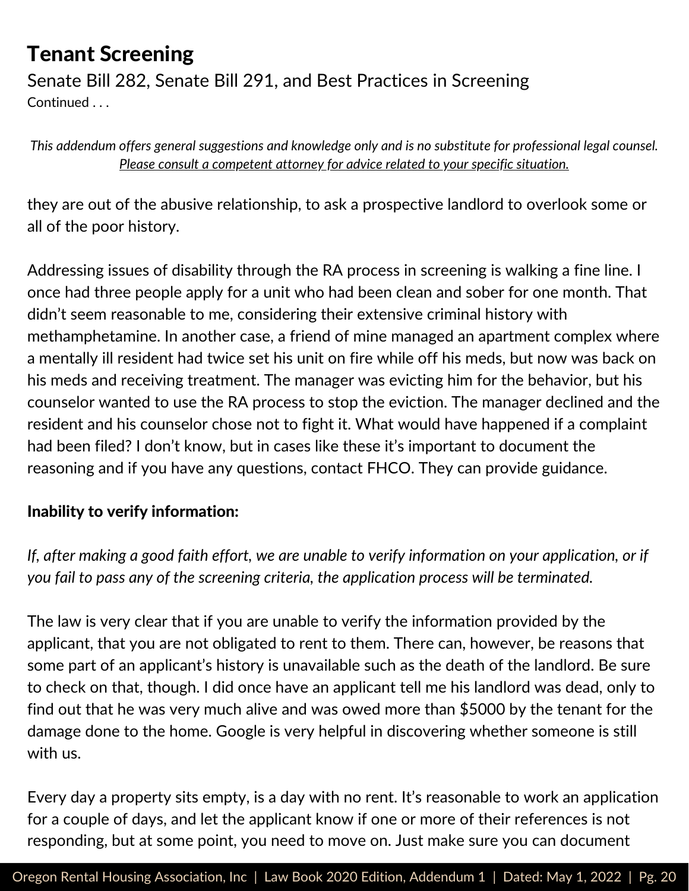## Tenant Screening

Senate Bill 282, Senate Bill 291, and Best Practices in Screening

Continued . . .

*This addendum offers general suggestions and knowledge only and is no substitute for professional legal counsel. Please consult a competent attorney for advice related to your specific situation.*

they are out of the abusive relationship, to ask a prospective landlord to overlook some or all of the poor history.

Addressing issues of disability through the RA process in screening is walking a fine line. I once had three people apply for a unit who had been clean and sober for one month. That didn't seem reasonable to me, considering their extensive criminal history with methamphetamine. In another case, a friend of mine managed an apartment complex where a mentally ill resident had twice set his unit on fire while off his meds, but now was back on his meds and receiving treatment. The manager was evicting him for the behavior, but his counselor wanted to use the RA process to stop the eviction. The manager declined and the resident and his counselor chose not to fight it. What would have happened if a complaint had been filed? I don't know, but in cases like these it's important to document the reasoning and if you have any questions, contact FHCO. They can provide guidance.

**Inability to verify information:**

*If, after making a good faith effort, we are unable to verify information on your application, or if you fail to pass any of the screening criteria, the application process will be terminated.*

The law is very clear that if you are unable to verify the information provided by the applicant, that you are not obligated to rent to them. There can, however, be reasons that some part of an applicant's history is unavailable such as the death of the landlord. Be sure to check on that, though. I did once have an applicant tell me his landlord was dead, only to find out that he was very much alive and was owed more than $5000 by the tenant for the damage done to the home. Google is very helpful in discovering whether someone is still with us.

Every day a property sits empty, is a day with no rent. It's reasonable to work an application for a couple of days, and let the applicant know if one or more of their references is not responding, but at some point, you need to move on. Just make sure you can document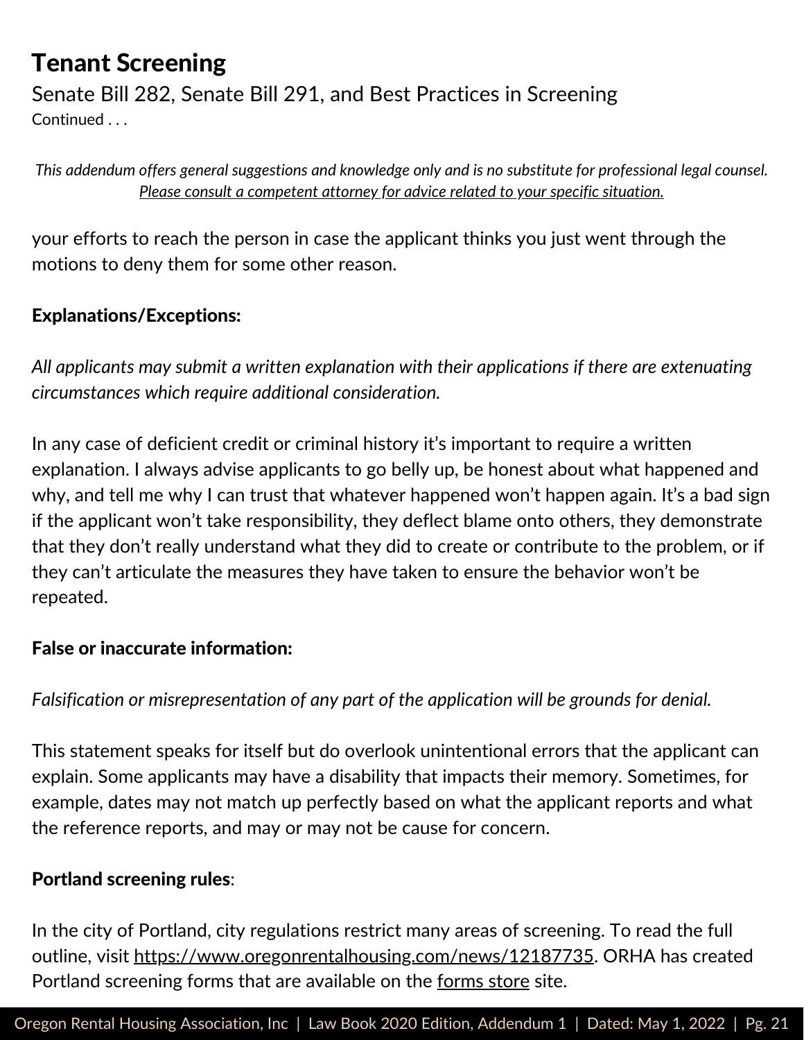# Tenant Screening

Senate Bill 282, Senate Bill 291, and Best Practices in Screening

Continued . . .

*This addendum offers general suggestions and knowledge only and is no substitute for professional legal counsel. Please consult a competent attorney for advice related to your specific situation.*

your efforts to reach the person in case the applicant thinks you just went through the motions to deny them for some other reason.

**Explanations/Exceptions:**

*All applicants may submit a written explanation with their applications if there are extenuating circumstances which require additional consideration.*

In any case of deficient credit or criminal history it's important to require a written explanation. I always advise applicants to go belly up, be honest about what happened and why, and tell me why I can trust that whatever happened won't happen again. It's a bad sign if the applicant won't take responsibility, they deflect blame onto others, they demonstrate that they don't really understand what they did to create or contribute to the problem, or if they can't articulate the measures they have taken to ensure the behavior won't be repeated.

**False or inaccurate information:**

*Falsification or misrepresentation of any part of the application will be grounds for denial.*

This statement speaks for itself but do overlook unintentional errors that the applicant can explain. Some applicants may have a disability that impacts their memory. Sometimes, for example, dates may not match up perfectly based on what the applicant reports and what the reference reports, and may or may not be cause for concern.

**Portland screening rules**:

In the city of Portland, city regulations restrict many areas of screening. To read the full outline, visit https://www.oregonrentalhousing.com/news/12187735. ORHA has created Portland screening forms that are available on the forms store site.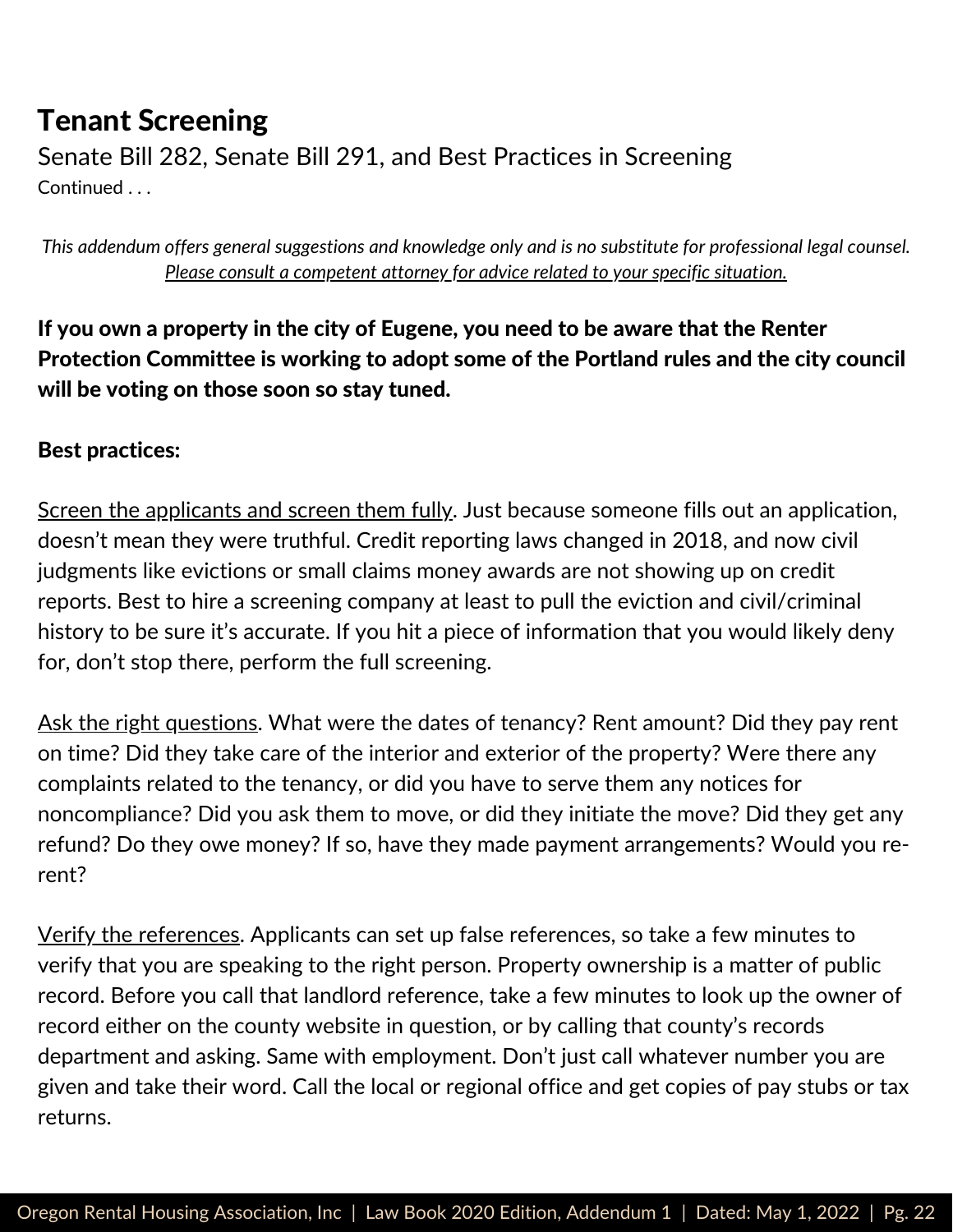# Tenant Screening

Senate Bill 282, Senate Bill 291, and Best Practices in Screening

Continued . . .

*This addendum offers general suggestions and knowledge only and is no substitute for professional legal counsel. Please consult a competent attorney for advice related to your specific situation.*

**If you own a property in the city of Eugene, you need to be aware that the Renter Protection Committee is working to adopt some of the Portland rules and the city council will be voting on those soon so stay tuned.**

**Best practices:**

Screen the applicants and screen them fully. Just because someone fills out an application, doesn't mean they were truthful. Credit reporting laws changed in 2018, and now civil judgments like evictions or small claims money awards are not showing up on credit reports. Best to hire a screening company at least to pull the eviction and civil/criminal history to be sure it's accurate. If you hit a piece of information that you would likely deny for, don't stop there, perform the full screening.

Ask the right questions. What were the dates of tenancy? Rent amount? Did they pay rent on time? Did they take care of the interior and exterior of the property? Were there any complaints related to the tenancy, or did you have to serve them any notices for noncompliance? Did you ask them to move, or did they initiate the move? Did they get any refund? Do they owe money? If so, have they made payment arrangements? Would you re-rent?

Verify the references. Applicants can set up false references, so take a few minutes to verify that you are speaking to the right person. Property ownership is a matter of public record. Before you call that landlord reference, take a few minutes to look up the owner of record either on the county website in question, or by calling that county's records department and asking. Same with employment. Don't just call whatever number you are given and take their word. Call the local or regional office and get copies of pay stubs or tax returns.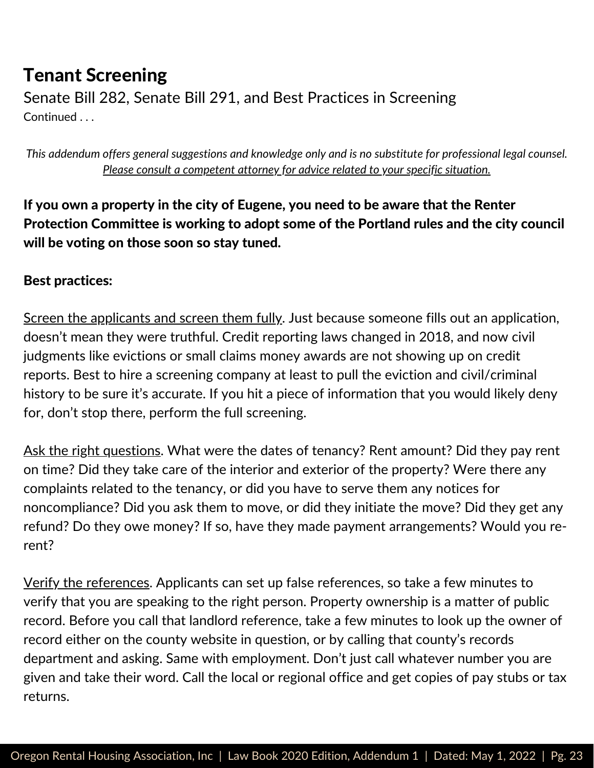## Tenant Screening

Senate Bill 282, Senate Bill 291, and Best Practices in Screening

Continued . . .

*This addendum offers general suggestions and knowledge only and is no substitute for professional legal counsel. Please consult a competent attorney for advice related to your specific situation.*

**If you own a property in the city of Eugene, you need to be aware that the Renter Protection Committee is working to adopt some of the Portland rules and the city council will be voting on those soon so stay tuned.**

**Best practices:**

Screen the applicants and screen them fully. Just because someone fills out an application, doesn't mean they were truthful. Credit reporting laws changed in 2018, and now civil judgments like evictions or small claims money awards are not showing up on credit reports. Best to hire a screening company at least to pull the eviction and civil/criminal history to be sure it's accurate. If you hit a piece of information that you would likely deny for, don't stop there, perform the full screening.

Ask the right questions. What were the dates of tenancy? Rent amount? Did they pay rent on time? Did they take care of the interior and exterior of the property? Were there any complaints related to the tenancy, or did you have to serve them any notices for noncompliance? Did you ask them to move, or did they initiate the move? Did they get any refund? Do they owe money? If so, have they made payment arrangements? Would you re-rent?

Verify the references. Applicants can set up false references, so take a few minutes to verify that you are speaking to the right person. Property ownership is a matter of public record. Before you call that landlord reference, take a few minutes to look up the owner of record either on the county website in question, or by calling that county's records department and asking. Same with employment. Don't just call whatever number you are given and take their word. Call the local or regional office and get copies of pay stubs or tax returns.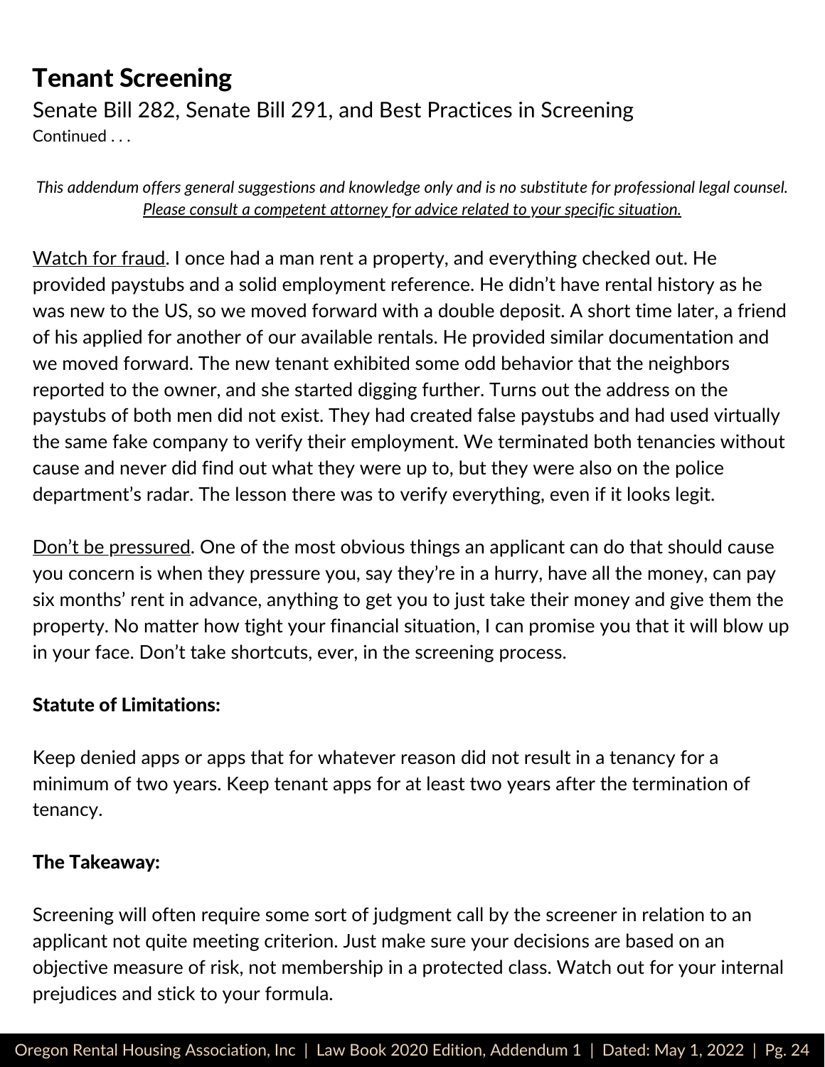## Tenant Screening

Senate Bill 282, Senate Bill 291, and Best Practices in Screening

Continued . . .

*This addendum offers general suggestions and knowledge only and is no substitute for professional legal counsel. Please consult a competent attorney for advice related to your specific situation.*

Watch for fraud. I once had a man rent a property, and everything checked out. He provided paystubs and a solid employment reference. He didn't have rental history as he was new to the US, so we moved forward with a double deposit. A short time later, a friend of his applied for another of our available rentals. He provided similar documentation and we moved forward. The new tenant exhibited some odd behavior that the neighbors reported to the owner, and she started digging further. Turns out the address on the paystubs of both men did not exist. They had created false paystubs and had used virtually the same fake company to verify their employment. We terminated both tenancies without cause and never did find out what they were up to, but they were also on the police department's radar. The lesson there was to verify everything, even if it looks legit.

Don't be pressured. One of the most obvious things an applicant can do that should cause you concern is when they pressure you, say they're in a hurry, have all the money, can pay six months' rent in advance, anything to get you to just take their money and give them the property. No matter how tight your financial situation, I can promise you that it will blow up in your face. Don't take shortcuts, ever, in the screening process.

**Statute of Limitations:**

Keep denied apps or apps that for whatever reason did not result in a tenancy for a minimum of two years. Keep tenant apps for at least two years after the termination of tenancy.

**The Takeaway:**

Screening will often require some sort of judgment call by the screener in relation to an applicant not quite meeting criterion. Just make sure your decisions are based on an objective measure of risk, not membership in a protected class. Watch out for your internal prejudices and stick to your formula.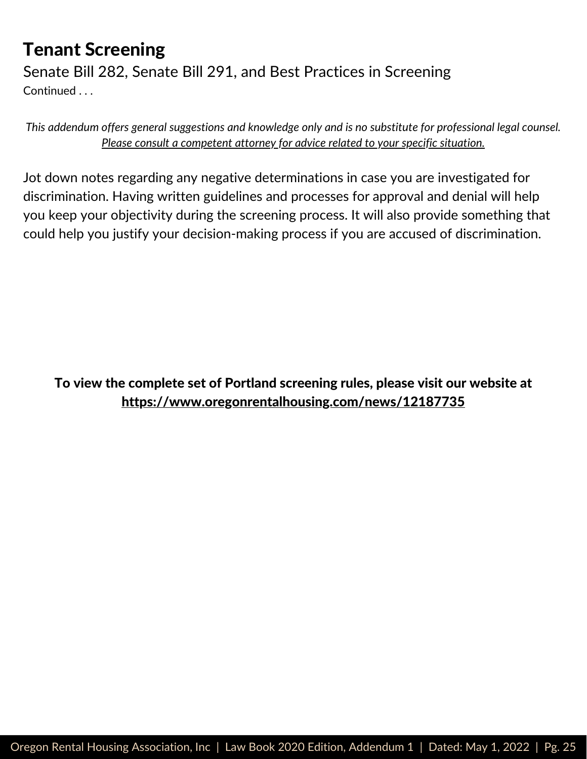# Tenant Screening

Senate Bill 282, Senate Bill 291, and Best Practices in Screening

Continued . . .

*This addendum offers general suggestions and knowledge only and is no substitute for professional legal counsel. Please consult a competent attorney for advice related to your specific situation.*

Jot down notes regarding any negative determinations in case you are investigated for discrimination. Having written guidelines and processes for approval and denial will help you keep your objectivity during the screening process. It will also provide something that could help you justify your decision-making process if you are accused of discrimination.

**To view the complete set of Portland screening rules, please visit our website at https://www.oregonrentalhousing.com/news/12187735**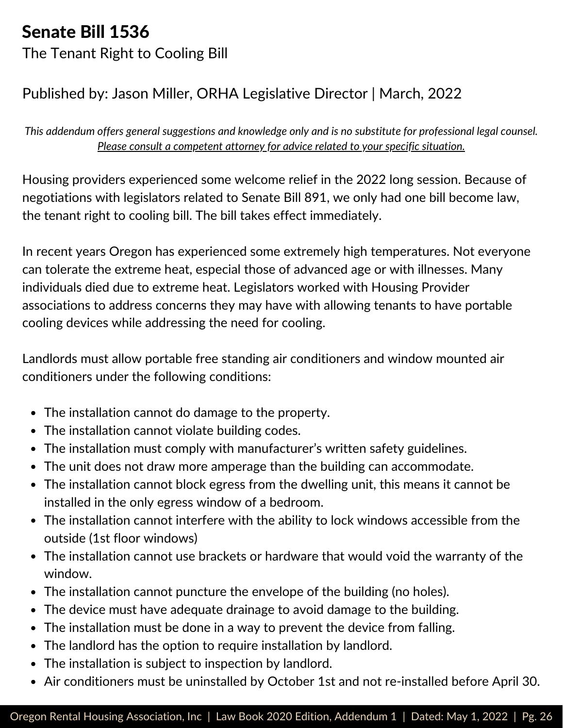# Senate Bill 1536

The Tenant Right to Cooling Bill

Published by: Jason Miller, ORHA Legislative Director | March, 2022

*This addendum offers general suggestions and knowledge only and is no substitute for professional legal counsel. Please consult a competent attorney for advice related to your specific situation.*

Housing providers experienced some welcome relief in the 2022 long session. Because of negotiations with legislators related to Senate Bill 891, we only had one bill become law, the tenant right to cooling bill. The bill takes effect immediately.

In recent years Oregon has experienced some extremely high temperatures. Not everyone can tolerate the extreme heat, especial those of advanced age or with illnesses. Many individuals died due to extreme heat. Legislators worked with Housing Provider associations to address concerns they may have with allowing tenants to have portable cooling devices while addressing the need for cooling.

Landlords must allow portable free standing air conditioners and window mounted air conditioners under the following conditions:

- The installation cannot do damage to the property.
- The installation cannot violate building codes.
- The installation must comply with manufacturer's written safety guidelines.
- The unit does not draw more amperage than the building can accommodate.
- The installation cannot block egress from the dwelling unit, this means it cannot be installed in the only egress window of a bedroom.
- The installation cannot interfere with the ability to lock windows accessible from the outside (1st floor windows)
- The installation cannot use brackets or hardware that would void the warranty of the window.
- The installation cannot puncture the envelope of the building (no holes).
- The device must have adequate drainage to avoid damage to the building.
- The installation must be done in a way to prevent the device from falling.
- The landlord has the option to require installation by landlord.
- The installation is subject to inspection by landlord.
- Air conditioners must be uninstalled by October 1st and not re-installed before April 30.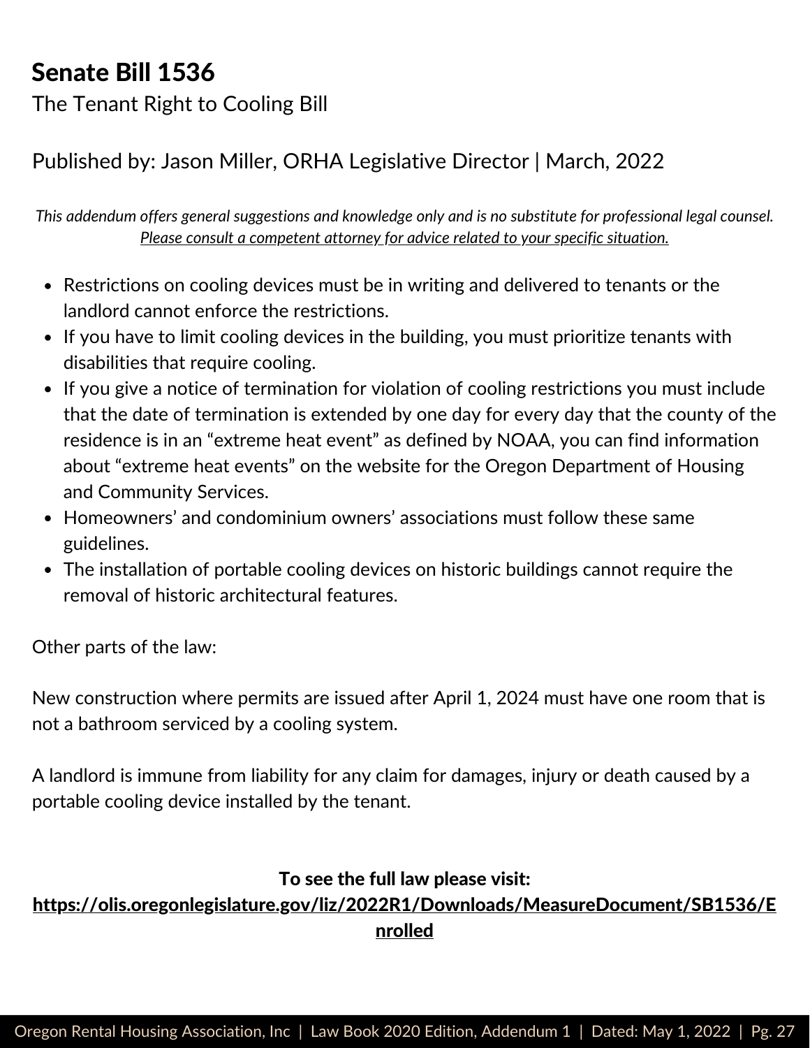# Senate Bill 1536

The Tenant Right to Cooling Bill

Published by: Jason Miller, ORHA Legislative Director | March, 2022

*This addendum offers general suggestions and knowledge only and is no substitute for professional legal counsel. Please consult a competent attorney for advice related to your specific situation.*

- Restrictions on cooling devices must be in writing and delivered to tenants or the landlord cannot enforce the restrictions.
- If you have to limit cooling devices in the building, you must prioritize tenants with disabilities that require cooling.
- If you give a notice of termination for violation of cooling restrictions you must include that the date of termination is extended by one day for every day that the county of the residence is in an "extreme heat event" as defined by NOAA, you can find information about "extreme heat events" on the website for the Oregon Department of Housing and Community Services.
- Homeowners' and condominium owners' associations must follow these same guidelines.
- The installation of portable cooling devices on historic buildings cannot require the removal of historic architectural features.

Other parts of the law:

New construction where permits are issued after April 1, 2024 must have one room that is not a bathroom serviced by a cooling system.

A landlord is immune from liability for any claim for damages, injury or death caused by a portable cooling device installed by the tenant.

**To see the full law please visit:**
**https://olis.oregonlegislature.gov/liz/2022R1/Downloads/MeasureDocument/SB1536/Enrolled**